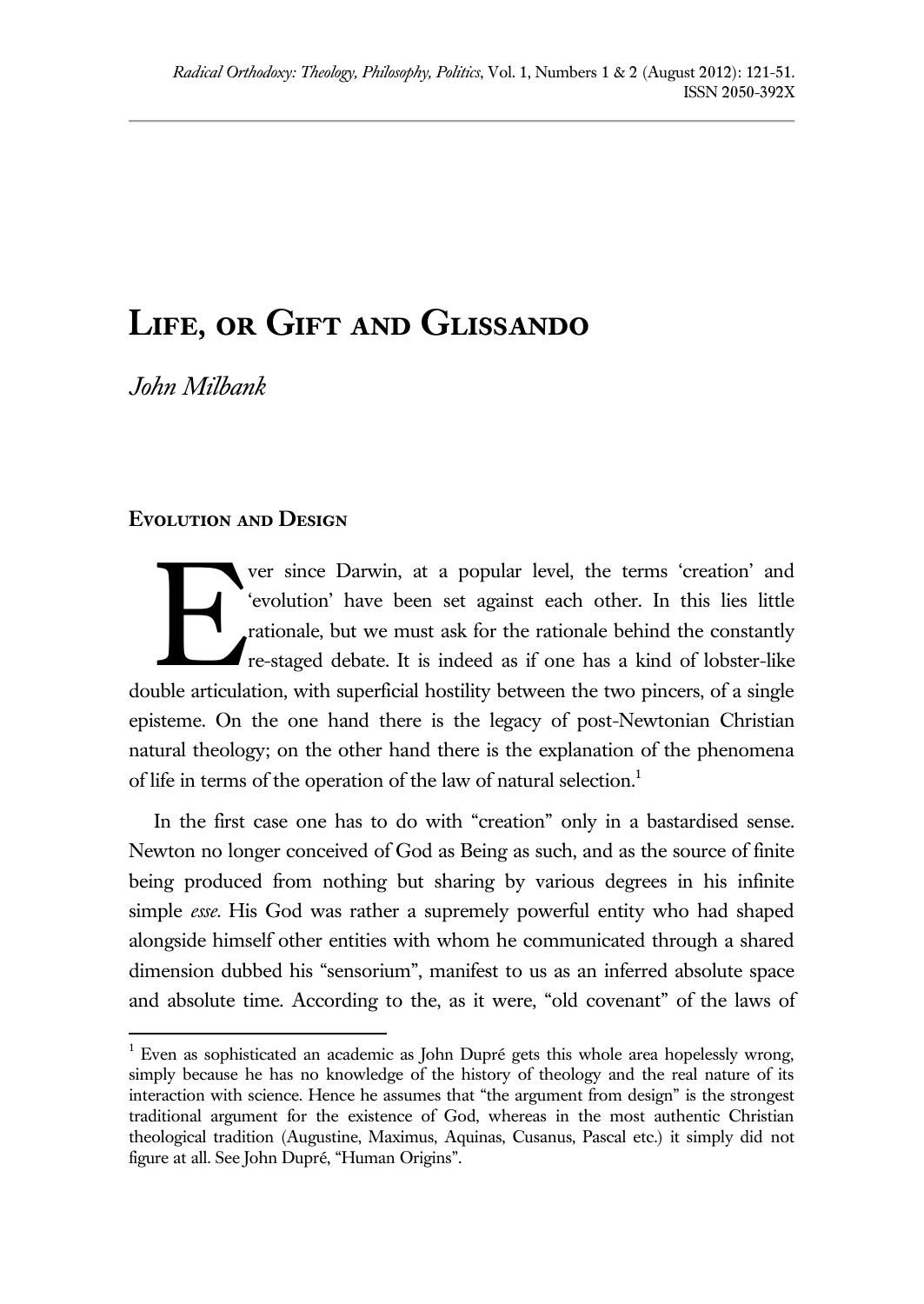# Life, or Gift and Glissando

*John Milbank*

## Evolution and Design

Ever since Darwin, at a popular level, the terms 'creation' and 'evolution' have been set against each other. In this lies little rationale, but we must ask for the rationale behind the constantly re-staged debate. It is indeed as if one has a kind of lobster-like double articulation, with superficial hostility between the two pincers, of a single episteme. On the one hand there is the legacy of post-Newtonian Christian natural theology; on the other hand there is the explanation of the phenomena of life in terms of the operation of the law of natural selection.[1]

In the first case one has to do with "creation" only in a bastardised sense. Newton no longer conceived of God as Being as such, and as the source of finite being produced from nothing but sharing by various degrees in his infinite simple *esse*. His God was rather a supremely powerful entity who had shaped alongside himself other entities with whom he communicated through a shared dimension dubbed his "sensorium", manifest to us as an inferred absolute space and absolute time. According to the, as it were, "old covenant" of the laws of

[1] Even as sophisticated an academic as John Dupré gets this whole area hopelessly wrong, simply because he has no knowledge of the history of theology and the real nature of its interaction with science. Hence he assumes that "the argument from design" is the strongest traditional argument for the existence of God, whereas in the most authentic Christian theological tradition (Augustine, Maximus, Aquinas, Cusanus, Pascal etc.) it simply did not figure at all. See John Dupré, "Human Origins".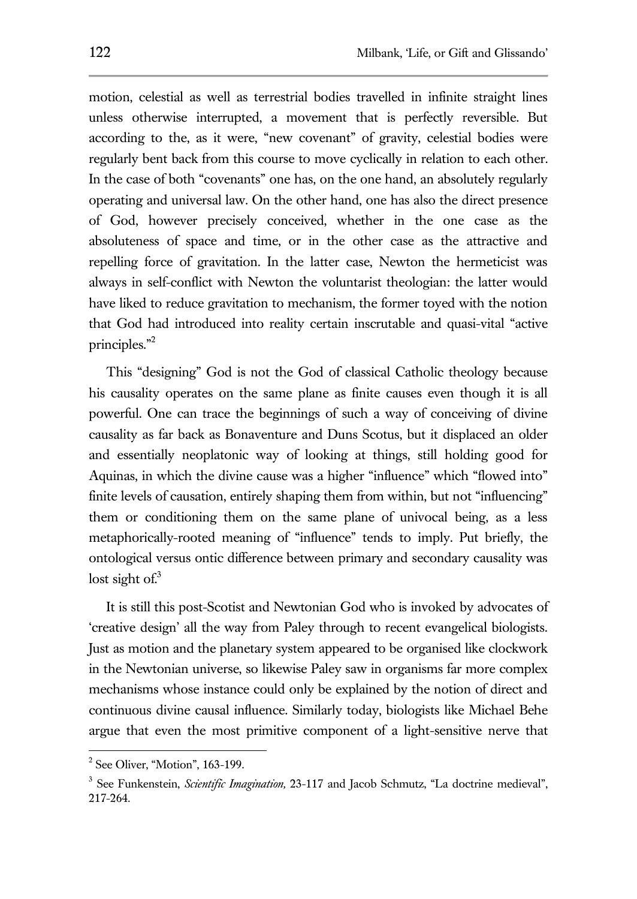motion, celestial as well as terrestrial bodies travelled in infinite straight lines unless otherwise interrupted, a movement that is perfectly reversible. But according to the, as it were, "new covenant" of gravity, celestial bodies were regularly bent back from this course to move cyclically in relation to each other. In the case of both "covenants" one has, on the one hand, an absolutely regularly operating and universal law. On the other hand, one has also the direct presence of God, however precisely conceived, whether in the one case as the absoluteness of space and time, or in the other case as the attractive and repelling force of gravitation. In the latter case, Newton the hermeticist was always in self-conflict with Newton the voluntarist theologian: the latter would have liked to reduce gravitation to mechanism, the former toyed with the notion that God had introduced into reality certain inscrutable and quasi-vital "active principles."[2]

This "designing" God is not the God of classical Catholic theology because his causality operates on the same plane as finite causes even though it is all powerful. One can trace the beginnings of such a way of conceiving of divine causality as far back as Bonaventure and Duns Scotus, but it displaced an older and essentially neoplatonic way of looking at things, still holding good for Aquinas, in which the divine cause was a higher "influence" which "flowed into" finite levels of causation, entirely shaping them from within, but not "influencing" them or conditioning them on the same plane of univocal being, as a less metaphorically-rooted meaning of "influence" tends to imply. Put briefly, the ontological versus ontic difference between primary and secondary causality was lost sight of.[3]

It is still this post-Scotist and Newtonian God who is invoked by advocates of 'creative design' all the way from Paley through to recent evangelical biologists. Just as motion and the planetary system appeared to be organised like clockwork in the Newtonian universe, so likewise Paley saw in organisms far more complex mechanisms whose instance could only be explained by the notion of direct and continuous divine causal influence. Similarly today, biologists like Michael Behe argue that even the most primitive component of a light-sensitive nerve that

---

[2] See Oliver, "Motion", 163-199.

[3] See Funkenstein, *Scientific Imagination,* 23-117 and Jacob Schmutz, "La doctrine medieval", 217-264.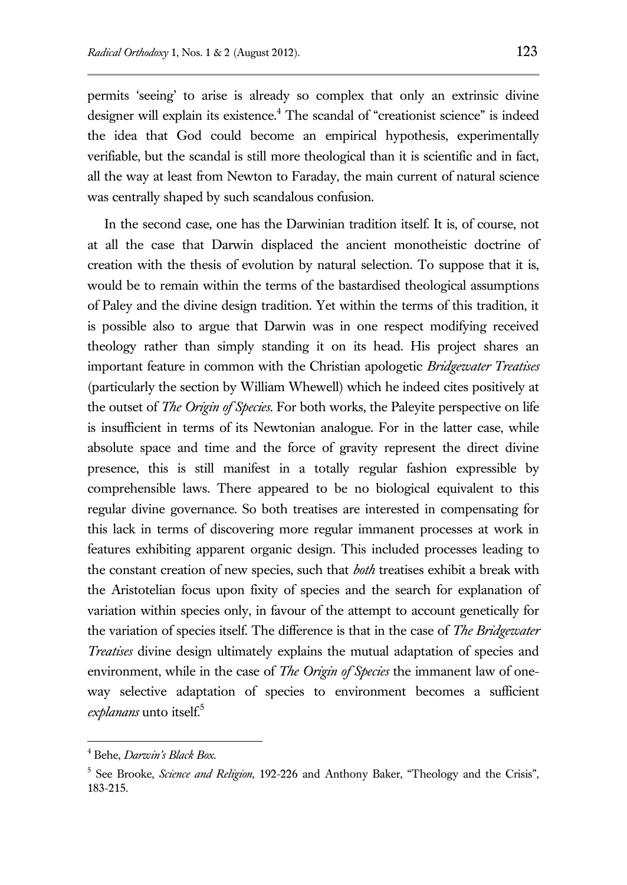permits 'seeing' to arise is already so complex that only an extrinsic divine designer will explain its existence.[4] The scandal of "creationist science" is indeed the idea that God could become an empirical hypothesis, experimentally verifiable, but the scandal is still more theological than it is scientific and in fact, all the way at least from Newton to Faraday, the main current of natural science was centrally shaped by such scandalous confusion.

In the second case, one has the Darwinian tradition itself. It is, of course, not at all the case that Darwin displaced the ancient monotheistic doctrine of creation with the thesis of evolution by natural selection. To suppose that it is, would be to remain within the terms of the bastardised theological assumptions of Paley and the divine design tradition. Yet within the terms of this tradition, it is possible also to argue that Darwin was in one respect modifying received theology rather than simply standing it on its head. His project shares an important feature in common with the Christian apologetic *Bridgewater Treatises* (particularly the section by William Whewell) which he indeed cites positively at the outset of *The Origin of Species*. For both works, the Paleyite perspective on life is insufficient in terms of its Newtonian analogue. For in the latter case, while absolute space and time and the force of gravity represent the direct divine presence, this is still manifest in a totally regular fashion expressible by comprehensible laws. There appeared to be no biological equivalent to this regular divine governance. So both treatises are interested in compensating for this lack in terms of discovering more regular immanent processes at work in features exhibiting apparent organic design. This included processes leading to the constant creation of new species, such that *both* treatises exhibit a break with the Aristotelian focus upon fixity of species and the search for explanation of variation within species only, in favour of the attempt to account genetically for the variation of species itself. The difference is that in the case of *The Bridgewater Treatises* divine design ultimately explains the mutual adaptation of species and environment, while in the case of *The Origin of Species* the immanent law of one-way selective adaptation of species to environment becomes a sufficient *explanans* unto itself.[5]

---

[4] Behe, *Darwin's Black Box*.

[5] See Brooke, *Science and Religion,* 192-226 and Anthony Baker, "Theology and the Crisis", 183-215.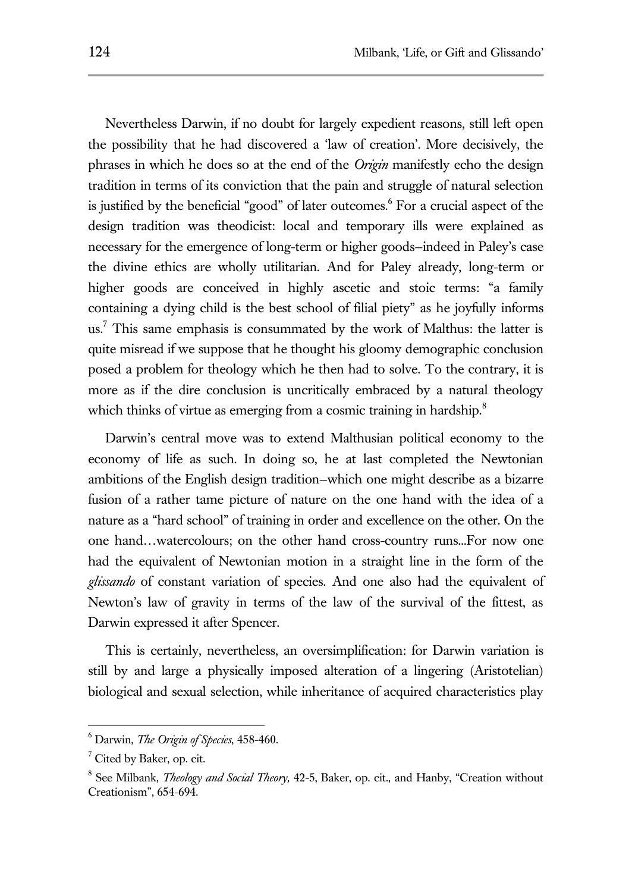Nevertheless Darwin, if no doubt for largely expedient reasons, still left open the possibility that he had discovered a 'law of creation'. More decisively, the phrases in which he does so at the end of the *Origin* manifestly echo the design tradition in terms of its conviction that the pain and struggle of natural selection is justified by the beneficial "good" of later outcomes.[6] For a crucial aspect of the design tradition was theodicist: local and temporary ills were explained as necessary for the emergence of long-term or higher goods–indeed in Paley's case the divine ethics are wholly utilitarian. And for Paley already, long-term or higher goods are conceived in highly ascetic and stoic terms: "a family containing a dying child is the best school of filial piety" as he joyfully informs us.[7] This same emphasis is consummated by the work of Malthus: the latter is quite misread if we suppose that he thought his gloomy demographic conclusion posed a problem for theology which he then had to solve. To the contrary, it is more as if the dire conclusion is uncritically embraced by a natural theology which thinks of virtue as emerging from a cosmic training in hardship.[8]

Darwin's central move was to extend Malthusian political economy to the economy of life as such. In doing so, he at last completed the Newtonian ambitions of the English design tradition–which one might describe as a bizarre fusion of a rather tame picture of nature on the one hand with the idea of a nature as a "hard school" of training in order and excellence on the other. On the one hand…watercolours; on the other hand cross-country runs...For now one had the equivalent of Newtonian motion in a straight line in the form of the *glissando* of constant variation of species. And one also had the equivalent of Newton's law of gravity in terms of the law of the survival of the fittest, as Darwin expressed it after Spencer.

This is certainly, nevertheless, an oversimplification: for Darwin variation is still by and large a physically imposed alteration of a lingering (Aristotelian) biological and sexual selection, while inheritance of acquired characteristics play

---

[6] Darwin, *The Origin of Species*, 458-460.

[7] Cited by Baker, op. cit.

[8] See Milbank, *Theology and Social Theory,* 42-5, Baker, op. cit., and Hanby, "Creation without Creationism", 654-694.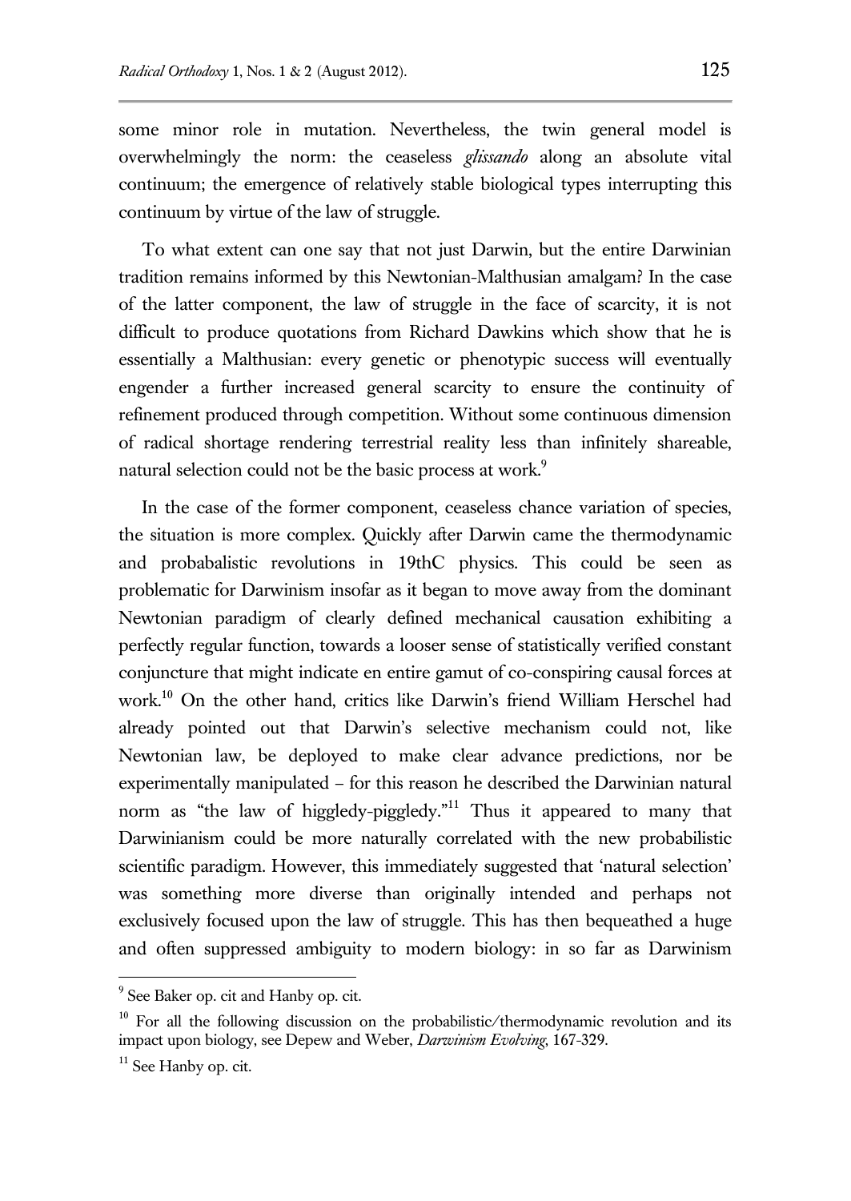some minor role in mutation. Nevertheless, the twin general model is overwhelmingly the norm: the ceaseless *glissando* along an absolute vital continuum; the emergence of relatively stable biological types interrupting this continuum by virtue of the law of struggle.

To what extent can one say that not just Darwin, but the entire Darwinian tradition remains informed by this Newtonian-Malthusian amalgam? In the case of the latter component, the law of struggle in the face of scarcity, it is not difficult to produce quotations from Richard Dawkins which show that he is essentially a Malthusian: every genetic or phenotypic success will eventually engender a further increased general scarcity to ensure the continuity of refinement produced through competition. Without some continuous dimension of radical shortage rendering terrestrial reality less than infinitely shareable, natural selection could not be the basic process at work.[9]

In the case of the former component, ceaseless chance variation of species, the situation is more complex. Quickly after Darwin came the thermodynamic and probabalistic revolutions in 19thC physics. This could be seen as problematic for Darwinism insofar as it began to move away from the dominant Newtonian paradigm of clearly defined mechanical causation exhibiting a perfectly regular function, towards a looser sense of statistically verified constant conjuncture that might indicate en entire gamut of co-conspiring causal forces at work.[10] On the other hand, critics like Darwin's friend William Herschel had already pointed out that Darwin's selective mechanism could not, like Newtonian law, be deployed to make clear advance predictions, nor be experimentally manipulated – for this reason he described the Darwinian natural norm as "the law of higgledy-piggledy."[11] Thus it appeared to many that Darwinianism could be more naturally correlated with the new probabilistic scientific paradigm. However, this immediately suggested that 'natural selection' was something more diverse than originally intended and perhaps not exclusively focused upon the law of struggle. This has then bequeathed a huge and often suppressed ambiguity to modern biology: in so far as Darwinism

---

[9] See Baker op. cit and Hanby op. cit.

[10] For all the following discussion on the probabilistic/thermodynamic revolution and its impact upon biology, see Depew and Weber, *Darwinism Evolving*, 167-329.

[11] See Hanby op. cit.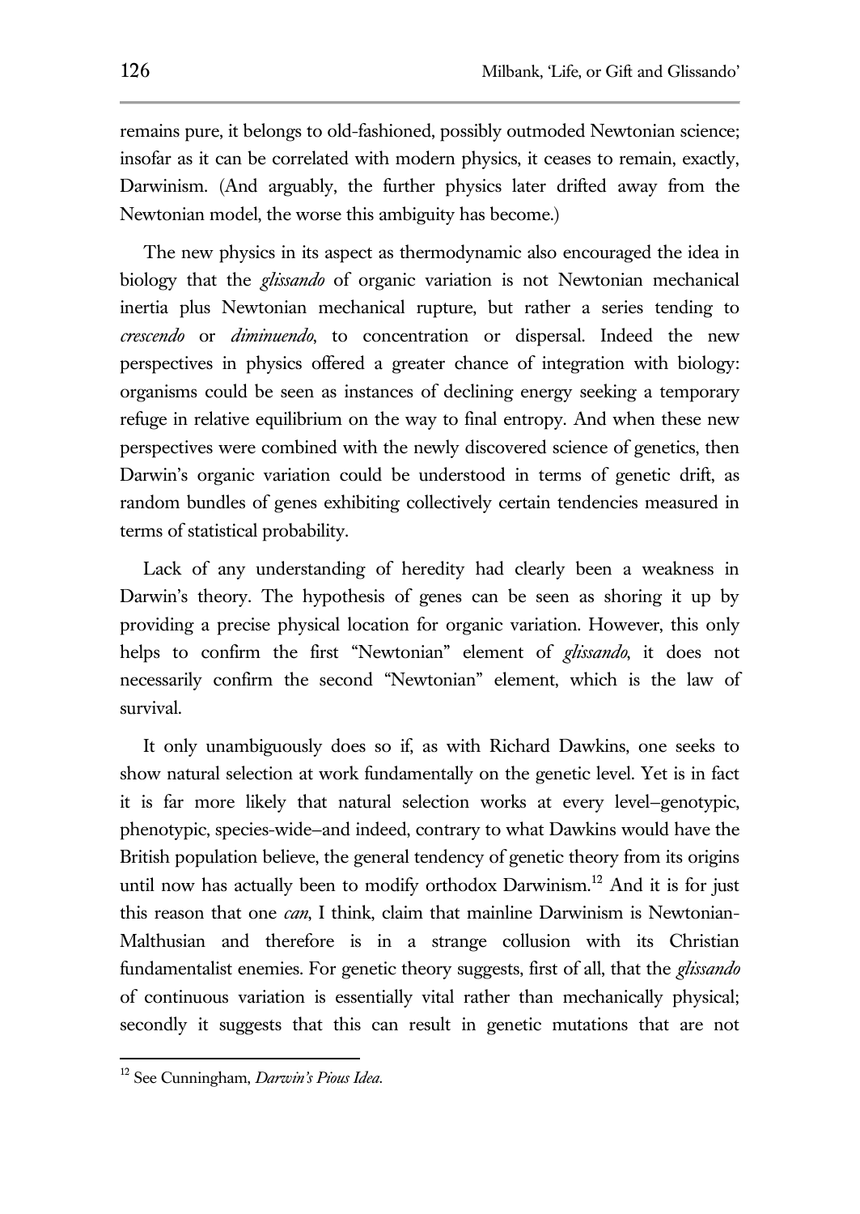remains pure, it belongs to old-fashioned, possibly outmoded Newtonian science; insofar as it can be correlated with modern physics, it ceases to remain, exactly, Darwinism. (And arguably, the further physics later drifted away from the Newtonian model, the worse this ambiguity has become.)

The new physics in its aspect as thermodynamic also encouraged the idea in biology that the *glissando* of organic variation is not Newtonian mechanical inertia plus Newtonian mechanical rupture, but rather a series tending to *crescendo* or *diminuendo*, to concentration or dispersal. Indeed the new perspectives in physics offered a greater chance of integration with biology: organisms could be seen as instances of declining energy seeking a temporary refuge in relative equilibrium on the way to final entropy. And when these new perspectives were combined with the newly discovered science of genetics, then Darwin's organic variation could be understood in terms of genetic drift, as random bundles of genes exhibiting collectively certain tendencies measured in terms of statistical probability.

Lack of any understanding of heredity had clearly been a weakness in Darwin's theory. The hypothesis of genes can be seen as shoring it up by providing a precise physical location for organic variation. However, this only helps to confirm the first "Newtonian" element of *glissando*, it does not necessarily confirm the second "Newtonian" element, which is the law of survival.

It only unambiguously does so if, as with Richard Dawkins, one seeks to show natural selection at work fundamentally on the genetic level. Yet is in fact it is far more likely that natural selection works at every level–genotypic, phenotypic, species-wide–and indeed, contrary to what Dawkins would have the British population believe, the general tendency of genetic theory from its origins until now has actually been to modify orthodox Darwinism.[12] And it is for just this reason that one *can*, I think, claim that mainline Darwinism is Newtonian-Malthusian and therefore is in a strange collusion with its Christian fundamentalist enemies. For genetic theory suggests, first of all, that the *glissando* of continuous variation is essentially vital rather than mechanically physical; secondly it suggests that this can result in genetic mutations that are not

[12] See Cunningham, *Darwin's Pious Idea*.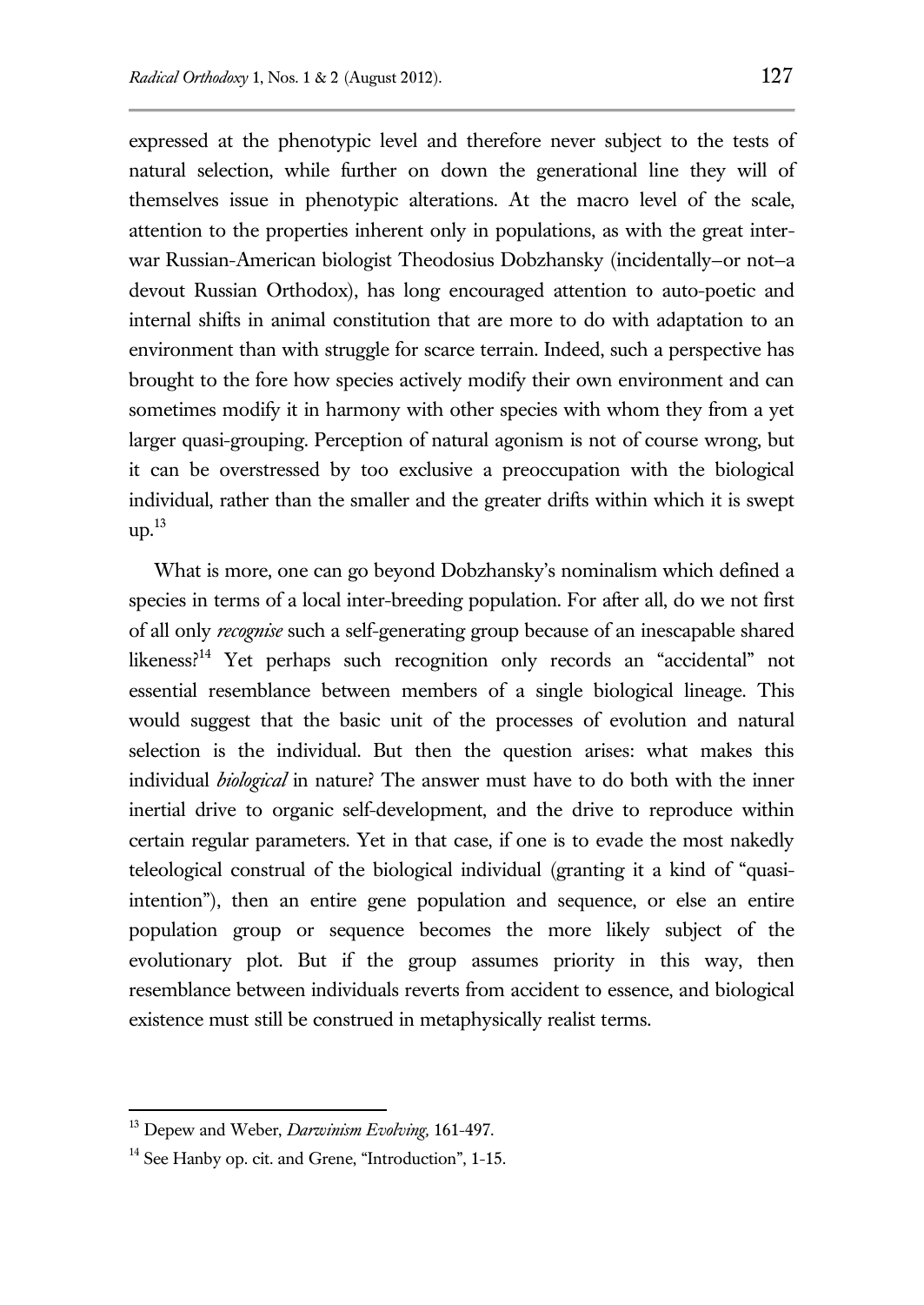expressed at the phenotypic level and therefore never subject to the tests of natural selection, while further on down the generational line they will of themselves issue in phenotypic alterations. At the macro level of the scale, attention to the properties inherent only in populations, as with the great inter-war Russian-American biologist Theodosius Dobzhansky (incidentally–or not–a devout Russian Orthodox), has long encouraged attention to auto-poetic and internal shifts in animal constitution that are more to do with adaptation to an environment than with struggle for scarce terrain. Indeed, such a perspective has brought to the fore how species actively modify their own environment and can sometimes modify it in harmony with other species with whom they from a yet larger quasi-grouping. Perception of natural agonism is not of course wrong, but it can be overstressed by too exclusive a preoccupation with the biological individual, rather than the smaller and the greater drifts within which it is swept up.[13]

What is more, one can go beyond Dobzhansky's nominalism which defined a species in terms of a local inter-breeding population. For after all, do we not first of all only *recognise* such a self-generating group because of an inescapable shared likeness?[14] Yet perhaps such recognition only records an "accidental" not essential resemblance between members of a single biological lineage. This would suggest that the basic unit of the processes of evolution and natural selection is the individual. But then the question arises: what makes this individual *biological* in nature? The answer must have to do both with the inner inertial drive to organic self-development, and the drive to reproduce within certain regular parameters. Yet in that case, if one is to evade the most nakedly teleological construal of the biological individual (granting it a kind of "quasi-intention"), then an entire gene population and sequence, or else an entire population group or sequence becomes the more likely subject of the evolutionary plot. But if the group assumes priority in this way, then resemblance between individuals reverts from accident to essence, and biological existence must still be construed in metaphysically realist terms.

---

[13] Depew and Weber, *Darwinism Evolving,* 161-497.

[14] See Hanby op. cit. and Grene, "Introduction", 1-15.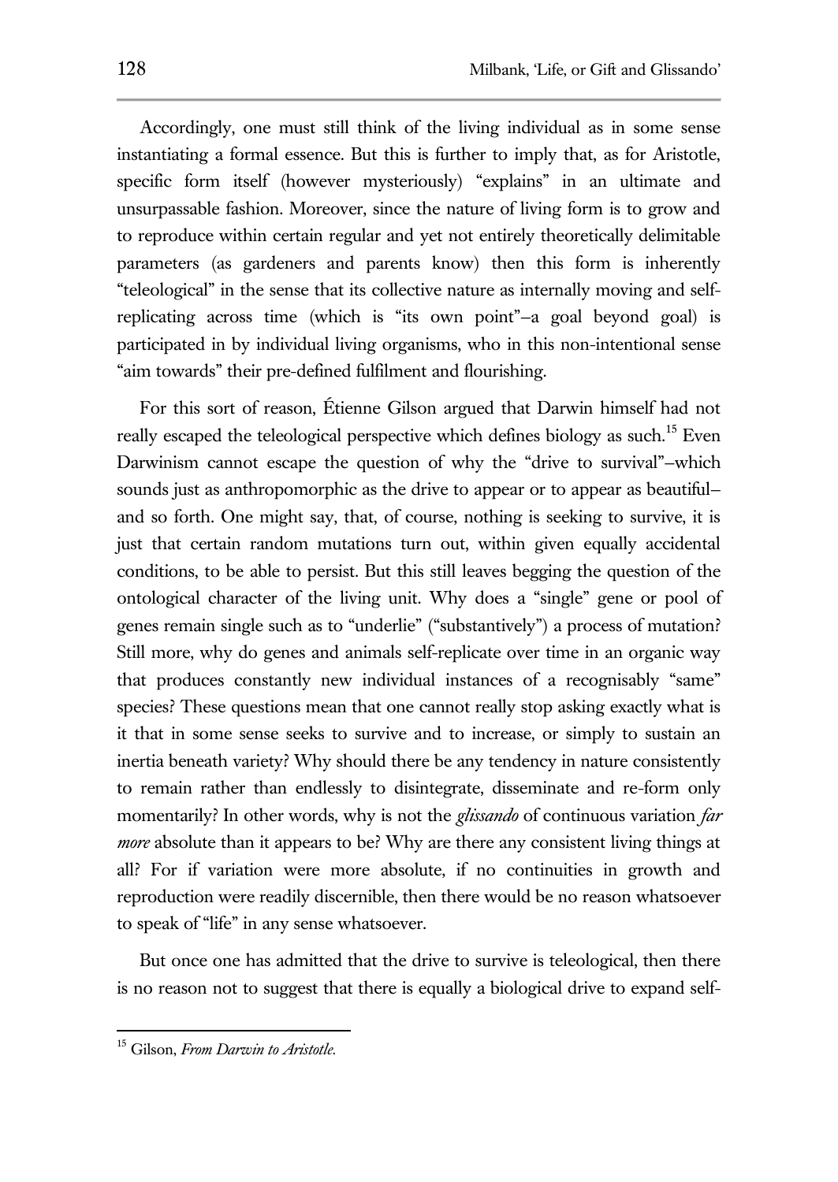Accordingly, one must still think of the living individual as in some sense instantiating a formal essence. But this is further to imply that, as for Aristotle, specific form itself (however mysteriously) "explains" in an ultimate and unsurpassable fashion. Moreover, since the nature of living form is to grow and to reproduce within certain regular and yet not entirely theoretically delimitable parameters (as gardeners and parents know) then this form is inherently "teleological" in the sense that its collective nature as internally moving and self-replicating across time (which is "its own point"–a goal beyond goal) is participated in by individual living organisms, who in this non-intentional sense "aim towards" their pre-defined fulfilment and flourishing.

For this sort of reason, Étienne Gilson argued that Darwin himself had not really escaped the teleological perspective which defines biology as such.[15] Even Darwinism cannot escape the question of why the "drive to survival"–which sounds just as anthropomorphic as the drive to appear or to appear as beautiful–and so forth. One might say, that, of course, nothing is seeking to survive, it is just that certain random mutations turn out, within given equally accidental conditions, to be able to persist. But this still leaves begging the question of the ontological character of the living unit. Why does a "single" gene or pool of genes remain single such as to "underlie" ("substantively") a process of mutation? Still more, why do genes and animals self-replicate over time in an organic way that produces constantly new individual instances of a recognisably "same" species? These questions mean that one cannot really stop asking exactly what is it that in some sense seeks to survive and to increase, or simply to sustain an inertia beneath variety? Why should there be any tendency in nature consistently to remain rather than endlessly to disintegrate, disseminate and re-form only momentarily? In other words, why is not the *glissando* of continuous variation *far more* absolute than it appears to be? Why are there any consistent living things at all? For if variation were more absolute, if no continuities in growth and reproduction were readily discernible, then there would be no reason whatsoever to speak of "life" in any sense whatsoever.

But once one has admitted that the drive to survive is teleological, then there is no reason not to suggest that there is equally a biological drive to expand self-

[15] Gilson, *From Darwin to Aristotle*.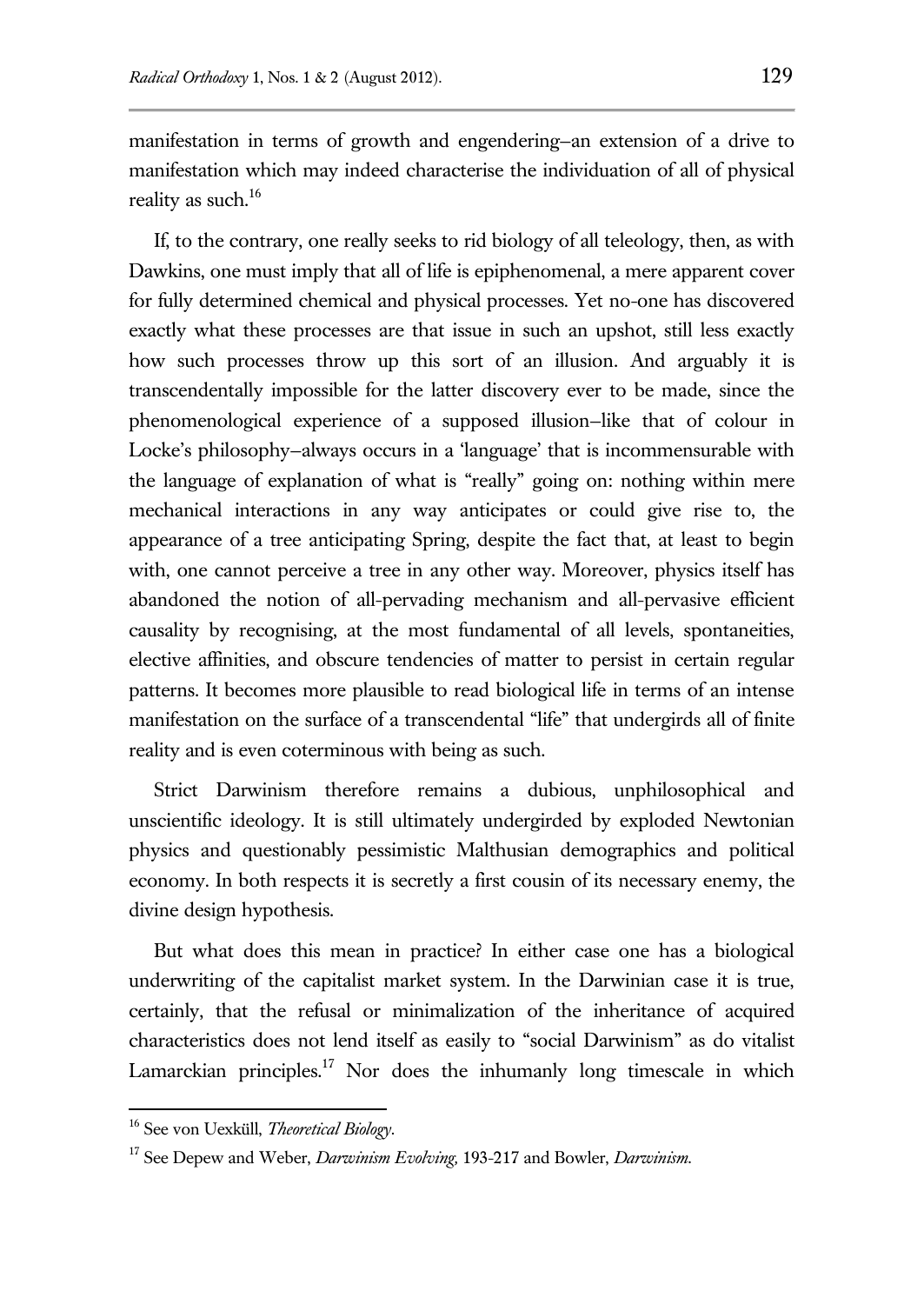manifestation in terms of growth and engendering–an extension of a drive to manifestation which may indeed characterise the individuation of all of physical reality as such.[16]

If, to the contrary, one really seeks to rid biology of all teleology, then, as with Dawkins, one must imply that all of life is epiphenomenal, a mere apparent cover for fully determined chemical and physical processes. Yet no-one has discovered exactly what these processes are that issue in such an upshot, still less exactly how such processes throw up this sort of an illusion. And arguably it is transcendentally impossible for the latter discovery ever to be made, since the phenomenological experience of a supposed illusion–like that of colour in Locke's philosophy–always occurs in a 'language' that is incommensurable with the language of explanation of what is "really" going on: nothing within mere mechanical interactions in any way anticipates or could give rise to, the appearance of a tree anticipating Spring, despite the fact that, at least to begin with, one cannot perceive a tree in any other way. Moreover, physics itself has abandoned the notion of all-pervading mechanism and all-pervasive efficient causality by recognising, at the most fundamental of all levels, spontaneities, elective affinities, and obscure tendencies of matter to persist in certain regular patterns. It becomes more plausible to read biological life in terms of an intense manifestation on the surface of a transcendental "life" that undergirds all of finite reality and is even coterminous with being as such.

Strict Darwinism therefore remains a dubious, unphilosophical and unscientific ideology. It is still ultimately undergirded by exploded Newtonian physics and questionably pessimistic Malthusian demographics and political economy. In both respects it is secretly a first cousin of its necessary enemy, the divine design hypothesis.

But what does this mean in practice? In either case one has a biological underwriting of the capitalist market system. In the Darwinian case it is true, certainly, that the refusal or minimalization of the inheritance of acquired characteristics does not lend itself as easily to "social Darwinism" as do vitalist Lamarckian principles.[17] Nor does the inhumanly long timescale in which

---

[16] See von Uexküll, *Theoretical Biology*.

[17] See Depew and Weber, *Darwinism Evolving,* 193-217 and Bowler, *Darwinism.*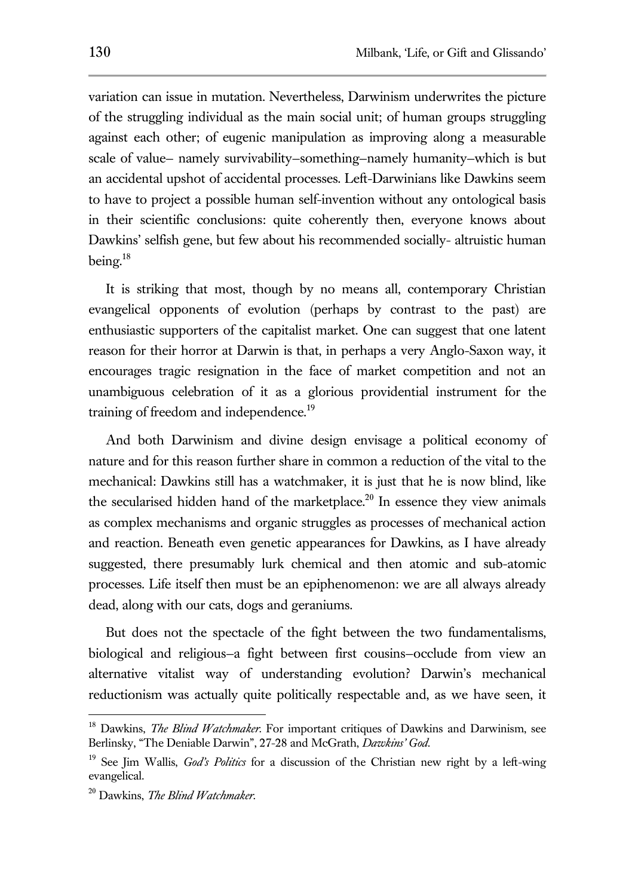variation can issue in mutation. Nevertheless, Darwinism underwrites the picture of the struggling individual as the main social unit; of human groups struggling against each other; of eugenic manipulation as improving along a measurable scale of value– namely survivability–something–namely humanity–which is but an accidental upshot of accidental processes. Left-Darwinians like Dawkins seem to have to project a possible human self-invention without any ontological basis in their scientific conclusions: quite coherently then, everyone knows about Dawkins' selfish gene, but few about his recommended socially- altruistic human being.[18]

It is striking that most, though by no means all, contemporary Christian evangelical opponents of evolution (perhaps by contrast to the past) are enthusiastic supporters of the capitalist market. One can suggest that one latent reason for their horror at Darwin is that, in perhaps a very Anglo-Saxon way, it encourages tragic resignation in the face of market competition and not an unambiguous celebration of it as a glorious providential instrument for the training of freedom and independence.[19]

And both Darwinism and divine design envisage a political economy of nature and for this reason further share in common a reduction of the vital to the mechanical: Dawkins still has a watchmaker, it is just that he is now blind, like the secularised hidden hand of the marketplace.[20] In essence they view animals as complex mechanisms and organic struggles as processes of mechanical action and reaction. Beneath even genetic appearances for Dawkins, as I have already suggested, there presumably lurk chemical and then atomic and sub-atomic processes. Life itself then must be an epiphenomenon: we are all always already dead, along with our cats, dogs and geraniums.

But does not the spectacle of the fight between the two fundamentalisms, biological and religious–a fight between first cousins–occlude from view an alternative vitalist way of understanding evolution? Darwin's mechanical reductionism was actually quite politically respectable and, as we have seen, it

---

[18] Dawkins, *The Blind Watchmaker*. For important critiques of Dawkins and Darwinism, see Berlinsky, "The Deniable Darwin", 27-28 and McGrath, *Dawkins' God*.

[19] See Jim Wallis, *God's Politics* for a discussion of the Christian new right by a left-wing evangelical.

[20] Dawkins, *The Blind Watchmaker*.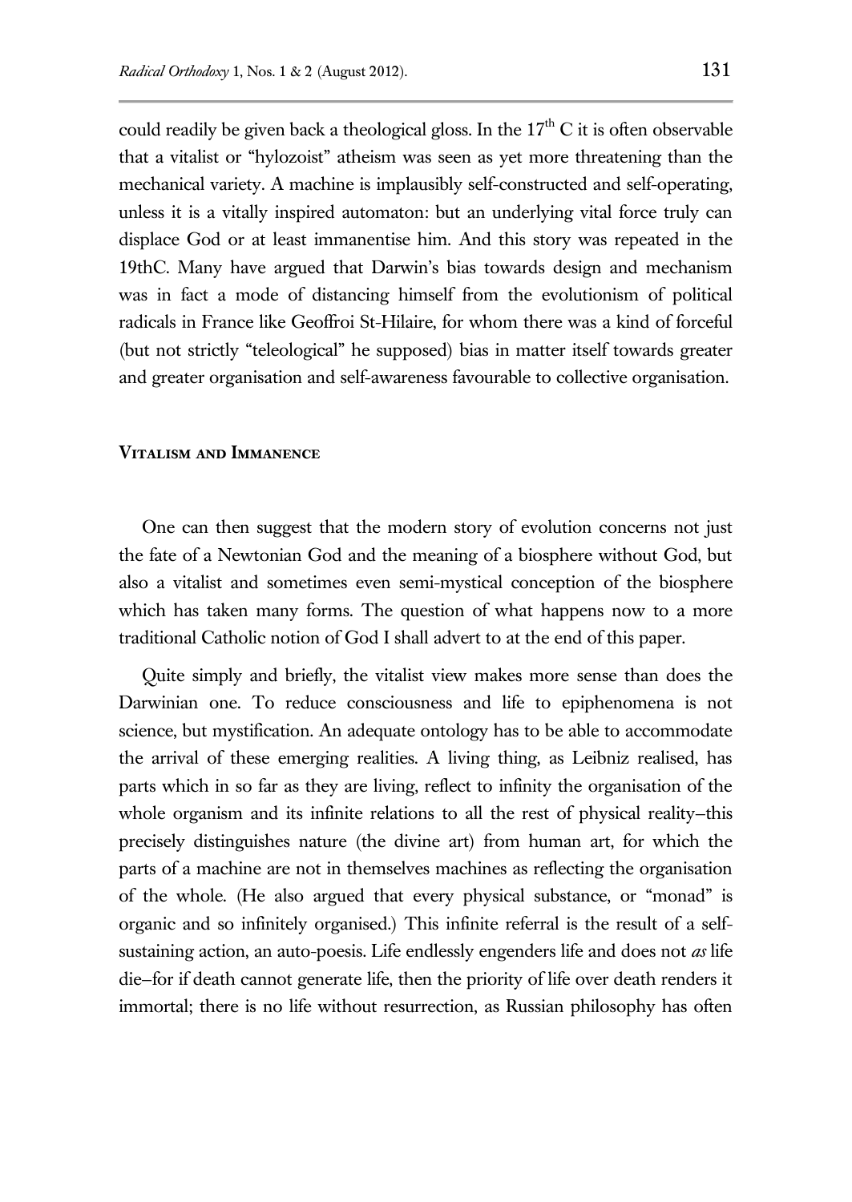could readily be given back a theological gloss. In the $17^{th}$ C it is often observable that a vitalist or "hylozoist" atheism was seen as yet more threatening than the mechanical variety. A machine is implausibly self-constructed and self-operating, unless it is a vitally inspired automaton: but an underlying vital force truly can displace God or at least immanentise him. And this story was repeated in the 19thC. Many have argued that Darwin's bias towards design and mechanism was in fact a mode of distancing himself from the evolutionism of political radicals in France like Geoffroi St-Hilaire, for whom there was a kind of forceful (but not strictly "teleological" he supposed) bias in matter itself towards greater and greater organisation and self-awareness favourable to collective organisation.

## Vitalism and Immanence

One can then suggest that the modern story of evolution concerns not just the fate of a Newtonian God and the meaning of a biosphere without God, but also a vitalist and sometimes even semi-mystical conception of the biosphere which has taken many forms. The question of what happens now to a more traditional Catholic notion of God I shall advert to at the end of this paper.

Quite simply and briefly, the vitalist view makes more sense than does the Darwinian one. To reduce consciousness and life to epiphenomena is not science, but mystification. An adequate ontology has to be able to accommodate the arrival of these emerging realities. A living thing, as Leibniz realised, has parts which in so far as they are living, reflect to infinity the organisation of the whole organism and its infinite relations to all the rest of physical reality–this precisely distinguishes nature (the divine art) from human art, for which the parts of a machine are not in themselves machines as reflecting the organisation of the whole. (He also argued that every physical substance, or "monad" is organic and so infinitely organised.) This infinite referral is the result of a self-sustaining action, an auto-poesis. Life endlessly engenders life and does not *as* life die–for if death cannot generate life, then the priority of life over death renders it immortal; there is no life without resurrection, as Russian philosophy has often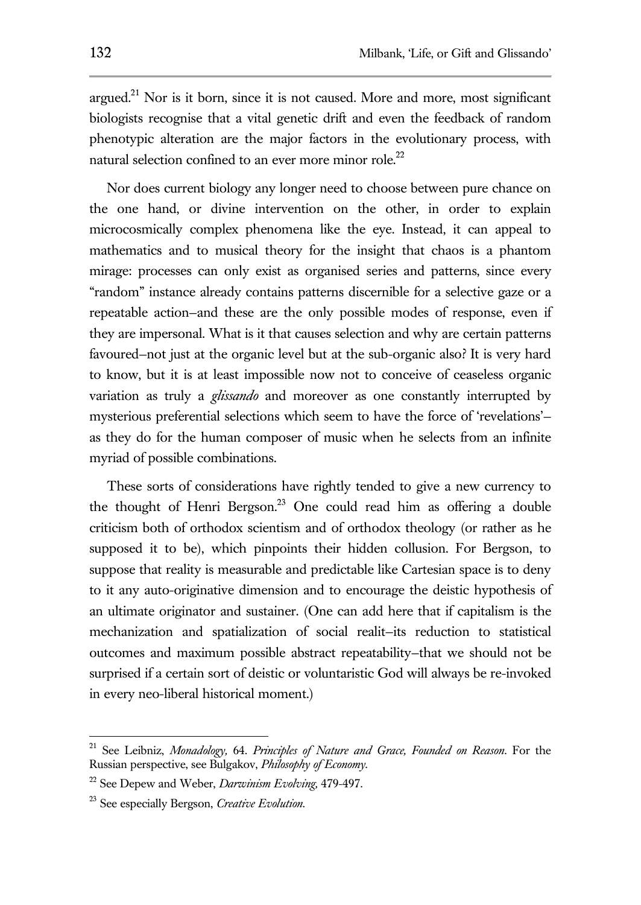argued.[21] Nor is it born, since it is not caused. More and more, most significant biologists recognise that a vital genetic drift and even the feedback of random phenotypic alteration are the major factors in the evolutionary process, with natural selection confined to an ever more minor role.[22]

Nor does current biology any longer need to choose between pure chance on the one hand, or divine intervention on the other, in order to explain microcosmically complex phenomena like the eye. Instead, it can appeal to mathematics and to musical theory for the insight that chaos is a phantom mirage: processes can only exist as organised series and patterns, since every "random" instance already contains patterns discernible for a selective gaze or a repeatable action–and these are the only possible modes of response, even if they are impersonal. What is it that causes selection and why are certain patterns favoured–not just at the organic level but at the sub-organic also? It is very hard to know, but it is at least impossible now not to conceive of ceaseless organic variation as truly a *glissando* and moreover as one constantly interrupted by mysterious preferential selections which seem to have the force of 'revelations'–as they do for the human composer of music when he selects from an infinite myriad of possible combinations.

These sorts of considerations have rightly tended to give a new currency to the thought of Henri Bergson.[23] One could read him as offering a double criticism both of orthodox scientism and of orthodox theology (or rather as he supposed it to be), which pinpoints their hidden collusion. For Bergson, to suppose that reality is measurable and predictable like Cartesian space is to deny to it any auto-originative dimension and to encourage the deistic hypothesis of an ultimate originator and sustainer. (One can add here that if capitalism is the mechanization and spatialization of social realit–its reduction to statistical outcomes and maximum possible abstract repeatability–that we should not be surprised if a certain sort of deistic or voluntaristic God will always be re-invoked in every neo-liberal historical moment.)

---

[21] See Leibniz, *Monadology,* 64. *Principles of Nature and Grace, Founded on Reason*. For the Russian perspective, see Bulgakov, *Philosophy of Economy.*

[22] See Depew and Weber, *Darwinism Evolving,* 479-497.

[23] See especially Bergson, *Creative Evolution.*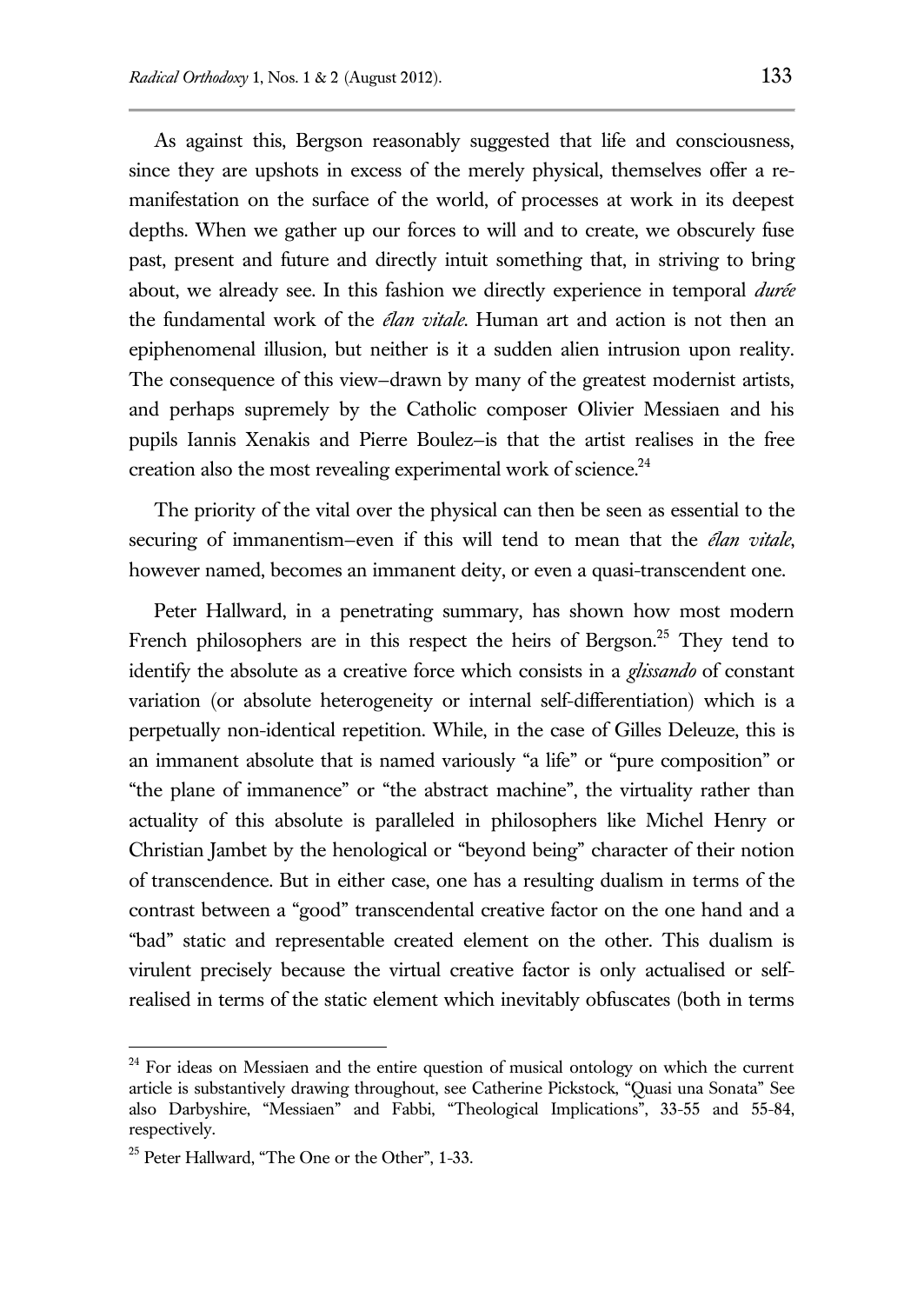As against this, Bergson reasonably suggested that life and consciousness, since they are upshots in excess of the merely physical, themselves offer a re-manifestation on the surface of the world, of processes at work in its deepest depths. When we gather up our forces to will and to create, we obscurely fuse past, present and future and directly intuit something that, in striving to bring about, we already see. In this fashion we directly experience in temporal *durée* the fundamental work of the *élan vitale*. Human art and action is not then an epiphenomenal illusion, but neither is it a sudden alien intrusion upon reality. The consequence of this view–drawn by many of the greatest modernist artists, and perhaps supremely by the Catholic composer Olivier Messiaen and his pupils Iannis Xenakis and Pierre Boulez–is that the artist realises in the free creation also the most revealing experimental work of science.[24]

The priority of the vital over the physical can then be seen as essential to the securing of immanentism–even if this will tend to mean that the *élan vitale*, however named, becomes an immanent deity, or even a quasi-transcendent one.

Peter Hallward, in a penetrating summary, has shown how most modern French philosophers are in this respect the heirs of Bergson.[25] They tend to identify the absolute as a creative force which consists in a *glissando* of constant variation (or absolute heterogeneity or internal self-differentiation) which is a perpetually non-identical repetition. While, in the case of Gilles Deleuze, this is an immanent absolute that is named variously "a life" or "pure composition" or "the plane of immanence" or "the abstract machine", the virtuality rather than actuality of this absolute is paralleled in philosophers like Michel Henry or Christian Jambet by the henological or "beyond being" character of their notion of transcendence. But in either case, one has a resulting dualism in terms of the contrast between a "good" transcendental creative factor on the one hand and a "bad" static and representable created element on the other. This dualism is virulent precisely because the virtual creative factor is only actualised or self-realised in terms of the static element which inevitably obfuscates (both in terms

[24] For ideas on Messiaen and the entire question of musical ontology on which the current article is substantively drawing throughout, see Catherine Pickstock, "Quasi una Sonata" See also Darbyshire, "Messiaen" and Fabbi, "Theological Implications", 33-55 and 55-84, respectively.

[25] Peter Hallward, "The One or the Other", 1-33.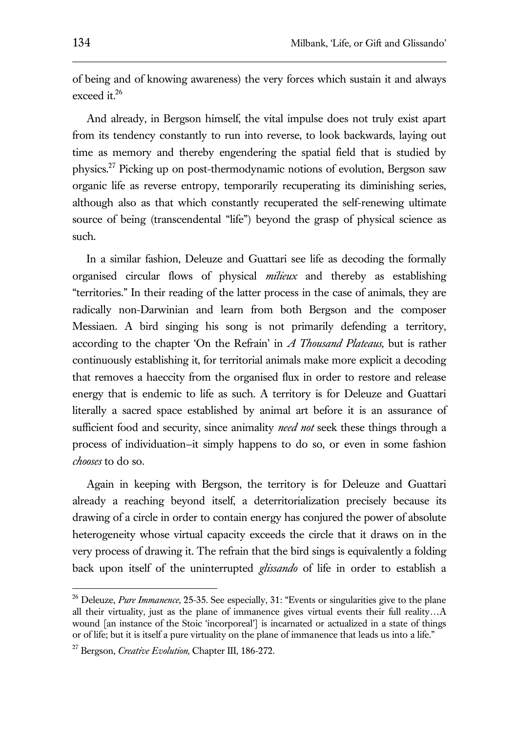of being and of knowing awareness) the very forces which sustain it and always exceed it.[26]

And already, in Bergson himself, the vital impulse does not truly exist apart from its tendency constantly to run into reverse, to look backwards, laying out time as memory and thereby engendering the spatial field that is studied by physics.[27] Picking up on post-thermodynamic notions of evolution, Bergson saw organic life as reverse entropy, temporarily recuperating its diminishing series, although also as that which constantly recuperated the self-renewing ultimate source of being (transcendental "life") beyond the grasp of physical science as such.

In a similar fashion, Deleuze and Guattari see life as decoding the formally organised circular flows of physical *milieux* and thereby as establishing "territories." In their reading of the latter process in the case of animals, they are radically non-Darwinian and learn from both Bergson and the composer Messiaen. A bird singing his song is not primarily defending a territory, according to the chapter 'On the Refrain' in *A Thousand Plateaus,* but is rather continuously establishing it, for territorial animals make more explicit a decoding that removes a haeccity from the organised flux in order to restore and release energy that is endemic to life as such. A territory is for Deleuze and Guattari literally a sacred space established by animal art before it is an assurance of sufficient food and security, since animality *need not* seek these things through a process of individuation–it simply happens to do so, or even in some fashion *chooses* to do so.

Again in keeping with Bergson, the territory is for Deleuze and Guattari already a reaching beyond itself, a deterritorialization precisely because its drawing of a circle in order to contain energy has conjured the power of absolute heterogeneity whose virtual capacity exceeds the circle that it draws on in the very process of drawing it. The refrain that the bird sings is equivalently a folding back upon itself of the uninterrupted *glissando* of life in order to establish a

---

[26] Deleuze, *Pure Immanence*, 25-35. See especially, 31: "Events or singularities give to the plane all their virtuality, just as the plane of immanence gives virtual events their full reality…A wound [an instance of the Stoic 'incorporeal'] is incarnated or actualized in a state of things or of life; but it is itself a pure virtuality on the plane of immanence that leads us into a life."

[27] Bergson, *Creative Evolution,* Chapter III, 186-272.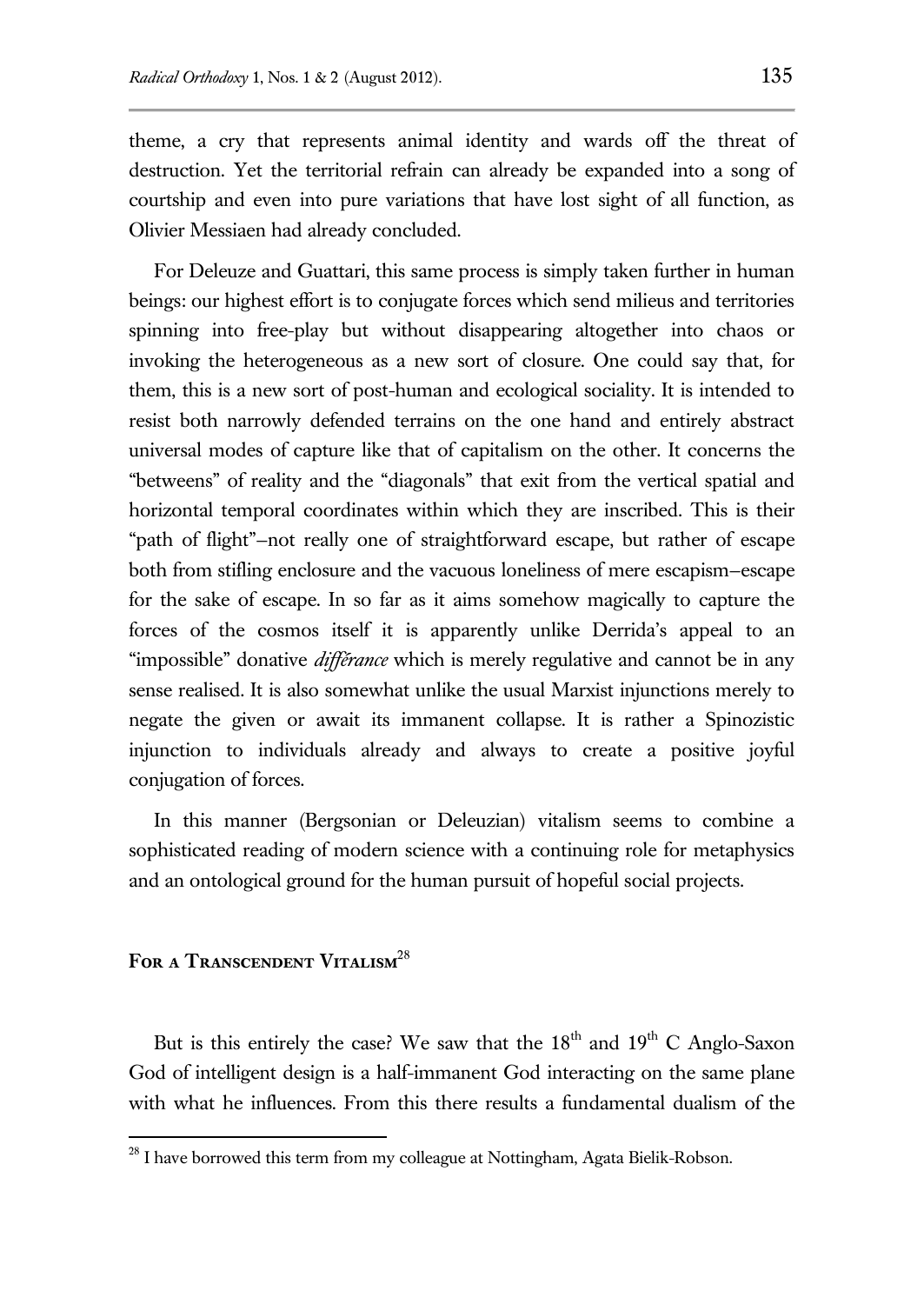theme, a cry that represents animal identity and wards off the threat of destruction. Yet the territorial refrain can already be expanded into a song of courtship and even into pure variations that have lost sight of all function, as Olivier Messiaen had already concluded.

For Deleuze and Guattari, this same process is simply taken further in human beings: our highest effort is to conjugate forces which send milieus and territories spinning into free-play but without disappearing altogether into chaos or invoking the heterogeneous as a new sort of closure. One could say that, for them, this is a new sort of post-human and ecological sociality. It is intended to resist both narrowly defended terrains on the one hand and entirely abstract universal modes of capture like that of capitalism on the other. It concerns the "betweens" of reality and the "diagonals" that exit from the vertical spatial and horizontal temporal coordinates within which they are inscribed. This is their "path of flight"—not really one of straightforward escape, but rather of escape both from stifling enclosure and the vacuous loneliness of mere escapism—escape for the sake of escape. In so far as it aims somehow magically to capture the forces of the cosmos itself it is apparently unlike Derrida's appeal to an "impossible" donative *différance* which is merely regulative and cannot be in any sense realised. It is also somewhat unlike the usual Marxist injunctions merely to negate the given or await its immanent collapse. It is rather a Spinozistic injunction to individuals already and always to create a positive joyful conjugation of forces.

In this manner (Bergsonian or Deleuzian) vitalism seems to combine a sophisticated reading of modern science with a continuing role for metaphysics and an ontological ground for the human pursuit of hopeful social projects.

## For a Transcendent Vitalism[28]

But is this entirely the case? We saw that the 18th and 19th C Anglo-Saxon God of intelligent design is a half-immanent God interacting on the same plane with what he influences. From this there results a fundamental dualism of the

[28] I have borrowed this term from my colleague at Nottingham, Agata Bielik-Robson.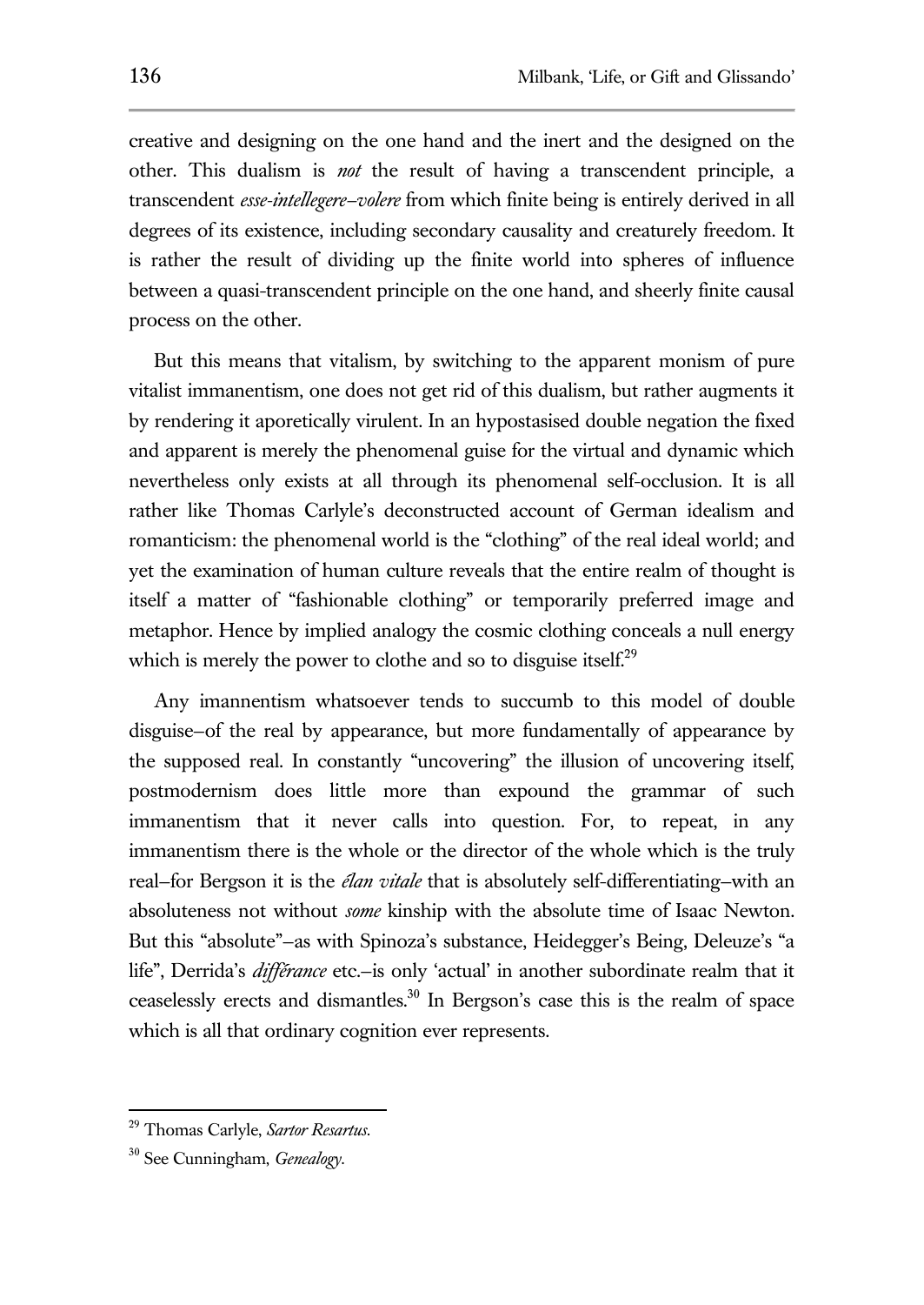creative and designing on the one hand and the inert and the designed on the other. This dualism is *not* the result of having a transcendent principle, a transcendent *esse-intellegere–volere* from which finite being is entirely derived in all degrees of its existence, including secondary causality and creaturely freedom. It is rather the result of dividing up the finite world into spheres of influence between a quasi-transcendent principle on the one hand, and sheerly finite causal process on the other.

But this means that vitalism, by switching to the apparent monism of pure vitalist immanentism, one does not get rid of this dualism, but rather augments it by rendering it aporetically virulent. In an hypostasised double negation the fixed and apparent is merely the phenomenal guise for the virtual and dynamic which nevertheless only exists at all through its phenomenal self-occlusion. It is all rather like Thomas Carlyle's deconstructed account of German idealism and romanticism: the phenomenal world is the "clothing" of the real ideal world; and yet the examination of human culture reveals that the entire realm of thought is itself a matter of "fashionable clothing" or temporarily preferred image and metaphor. Hence by implied analogy the cosmic clothing conceals a null energy which is merely the power to clothe and so to disguise itself.[29]

Any imannentism whatsoever tends to succumb to this model of double disguise–of the real by appearance, but more fundamentally of appearance by the supposed real. In constantly "uncovering" the illusion of uncovering itself, postmodernism does little more than expound the grammar of such immanentism that it never calls into question. For, to repeat, in any immanentism there is the whole or the director of the whole which is the truly real–for Bergson it is the *élan vitale* that is absolutely self-differentiating–with an absoluteness not without *some* kinship with the absolute time of Isaac Newton. But this "absolute"–as with Spinoza's substance, Heidegger's Being, Deleuze's "a life", Derrida's *différance* etc.–is only 'actual' in another subordinate realm that it ceaselessly erects and dismantles.[30] In Bergson's case this is the realm of space which is all that ordinary cognition ever represents.

---

[29] Thomas Carlyle, *Sartor Resartus*.

[30] See Cunningham, *Genealogy*.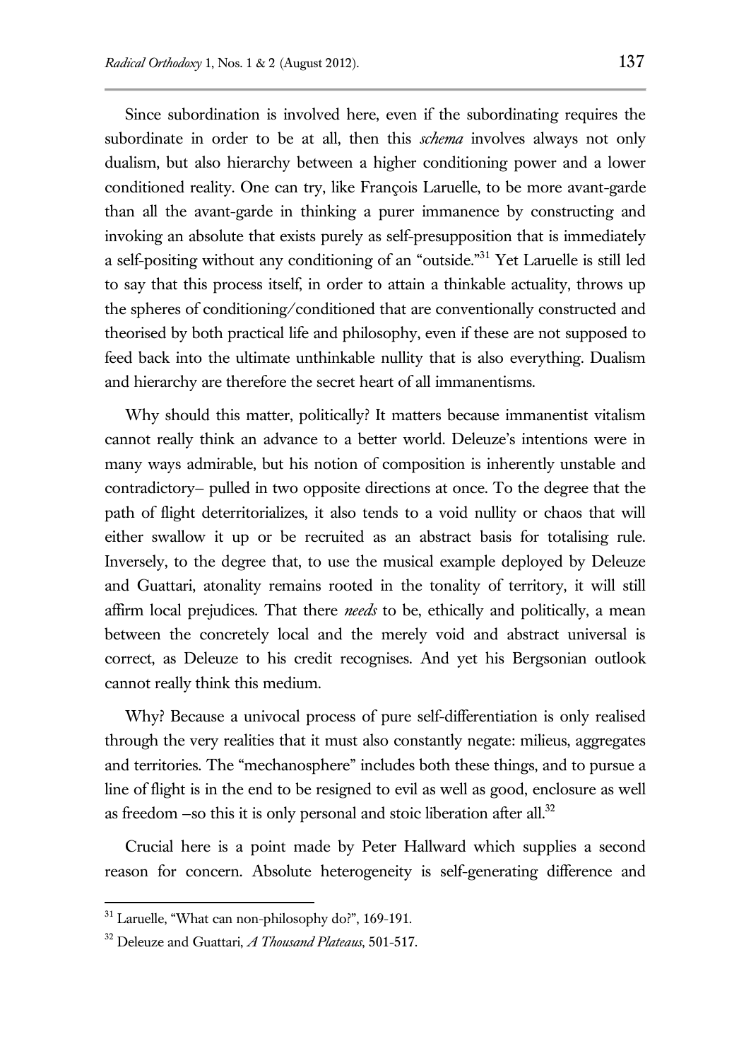Since subordination is involved here, even if the subordinating requires the subordinate in order to be at all, then this *schema* involves always not only dualism, but also hierarchy between a higher conditioning power and a lower conditioned reality. One can try, like François Laruelle, to be more avant-garde than all the avant-garde in thinking a purer immanence by constructing and invoking an absolute that exists purely as self-presupposition that is immediately a self-positing without any conditioning of an "outside."[31] Yet Laruelle is still led to say that this process itself, in order to attain a thinkable actuality, throws up the spheres of conditioning/conditioned that are conventionally constructed and theorised by both practical life and philosophy, even if these are not supposed to feed back into the ultimate unthinkable nullity that is also everything. Dualism and hierarchy are therefore the secret heart of all immanentisms.

Why should this matter, politically? It matters because immanentist vitalism cannot really think an advance to a better world. Deleuze's intentions were in many ways admirable, but his notion of composition is inherently unstable and contradictory– pulled in two opposite directions at once. To the degree that the path of flight deterritorializes, it also tends to a void nullity or chaos that will either swallow it up or be recruited as an abstract basis for totalising rule. Inversely, to the degree that, to use the musical example deployed by Deleuze and Guattari, atonality remains rooted in the tonality of territory, it will still affirm local prejudices. That there *needs* to be, ethically and politically, a mean between the concretely local and the merely void and abstract universal is correct, as Deleuze to his credit recognises. And yet his Bergsonian outlook cannot really think this medium.

Why? Because a univocal process of pure self-differentiation is only realised through the very realities that it must also constantly negate: milieus, aggregates and territories. The "mechanosphere" includes both these things, and to pursue a line of flight is in the end to be resigned to evil as well as good, enclosure as well as freedom –so this it is only personal and stoic liberation after all.[32]

Crucial here is a point made by Peter Hallward which supplies a second reason for concern. Absolute heterogeneity is self-generating difference and

---

[31] Laruelle, "What can non-philosophy do?", 169-191.

[32] Deleuze and Guattari, *A Thousand Plateaus*, 501-517.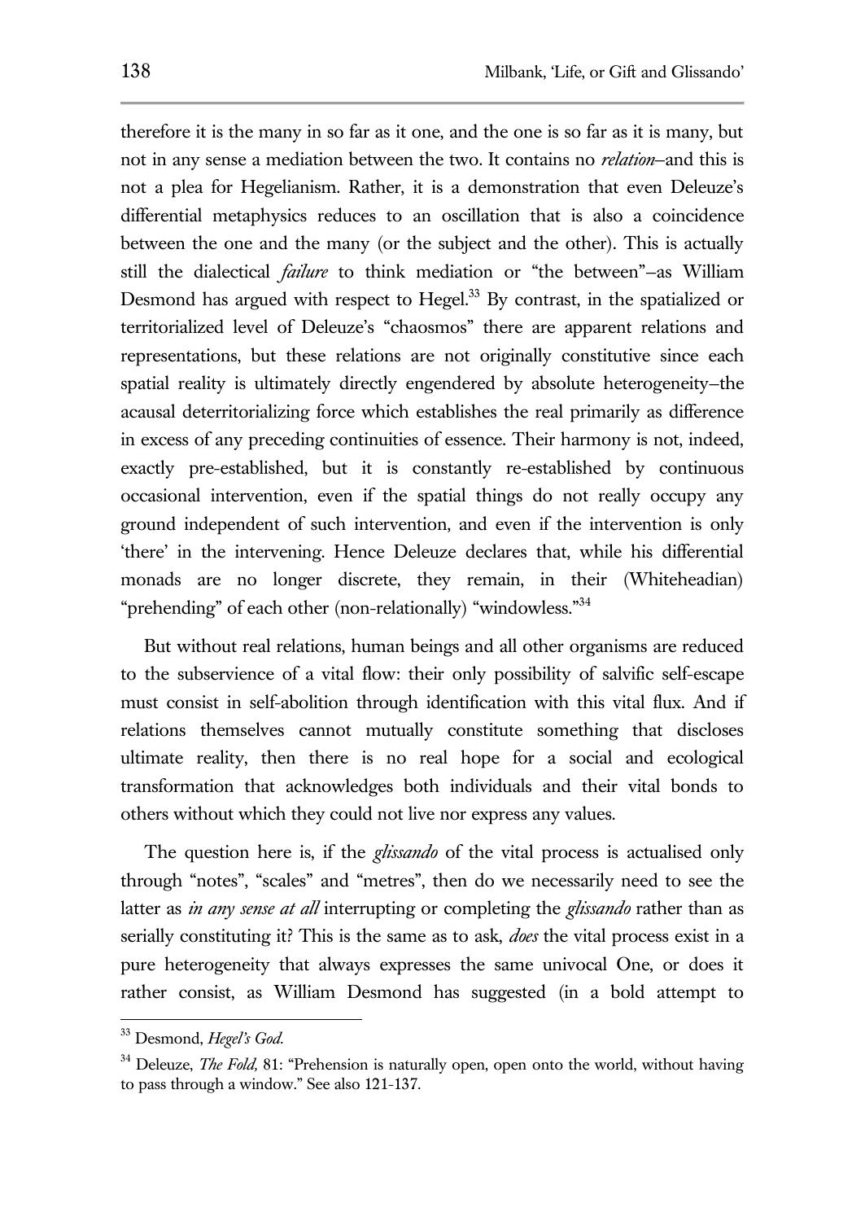therefore it is the many in so far as it one, and the one is so far as it is many, but not in any sense a mediation between the two. It contains no *relation*–and this is not a plea for Hegelianism. Rather, it is a demonstration that even Deleuze's differential metaphysics reduces to an oscillation that is also a coincidence between the one and the many (or the subject and the other). This is actually still the dialectical *failure* to think mediation or "the between"–as William Desmond has argued with respect to Hegel.[33] By contrast, in the spatialized or territorialized level of Deleuze's "chaosmos" there are apparent relations and representations, but these relations are not originally constitutive since each spatial reality is ultimately directly engendered by absolute heterogeneity–the acausal deterritorializing force which establishes the real primarily as difference in excess of any preceding continuities of essence. Their harmony is not, indeed, exactly pre-established, but it is constantly re-established by continuous occasional intervention, even if the spatial things do not really occupy any ground independent of such intervention, and even if the intervention is only 'there' in the intervening. Hence Deleuze declares that, while his differential monads are no longer discrete, they remain, in their (Whiteheadian) "prehending" of each other (non-relationally) "windowless."[34]

But without real relations, human beings and all other organisms are reduced to the subservience of a vital flow: their only possibility of salvific self-escape must consist in self-abolition through identification with this vital flux. And if relations themselves cannot mutually constitute something that discloses ultimate reality, then there is no real hope for a social and ecological transformation that acknowledges both individuals and their vital bonds to others without which they could not live nor express any values.

The question here is, if the *glissando* of the vital process is actualised only through "notes", "scales" and "metres", then do we necessarily need to see the latter as *in any sense at all* interrupting or completing the *glissando* rather than as serially constituting it? This is the same as to ask, *does* the vital process exist in a pure heterogeneity that always expresses the same univocal One, or does it rather consist, as William Desmond has suggested (in a bold attempt to

---

[33] Desmond, *Hegel's God*.

[34] Deleuze, *The Fold,* 81: "Prehension is naturally open, open onto the world, without having to pass through a window." See also 121-137.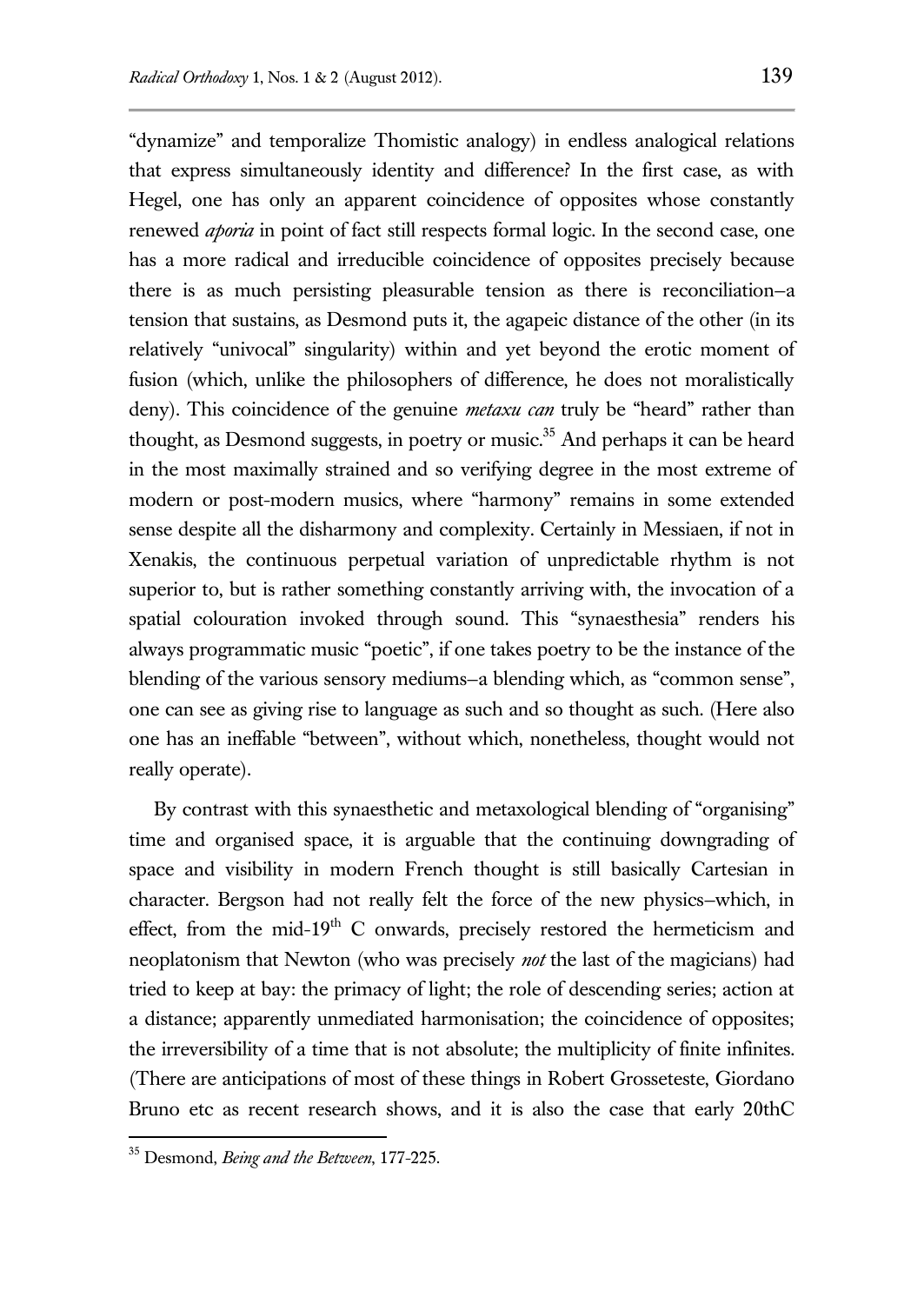"dynamize" and temporalize Thomistic analogy) in endless analogical relations that express simultaneously identity and difference? In the first case, as with Hegel, one has only an apparent coincidence of opposites whose constantly renewed *aporia* in point of fact still respects formal logic. In the second case, one has a more radical and irreducible coincidence of opposites precisely because there is as much persisting pleasurable tension as there is reconciliation–a tension that sustains, as Desmond puts it, the agapeic distance of the other (in its relatively "univocal" singularity) within and yet beyond the erotic moment of fusion (which, unlike the philosophers of difference, he does not moralistically deny). This coincidence of the genuine *metaxu can* truly be "heard" rather than thought, as Desmond suggests, in poetry or music.[35] And perhaps it can be heard in the most maximally strained and so verifying degree in the most extreme of modern or post-modern musics, where "harmony" remains in some extended sense despite all the disharmony and complexity. Certainly in Messiaen, if not in Xenakis, the continuous perpetual variation of unpredictable rhythm is not superior to, but is rather something constantly arriving with, the invocation of a spatial colouration invoked through sound. This "synaesthesia" renders his always programmatic music "poetic", if one takes poetry to be the instance of the blending of the various sensory mediums–a blending which, as "common sense", one can see as giving rise to language as such and so thought as such. (Here also one has an ineffable "between", without which, nonetheless, thought would not really operate).

By contrast with this synaesthetic and metaxological blending of "organising" time and organised space, it is arguable that the continuing downgrading of space and visibility in modern French thought is still basically Cartesian in character. Bergson had not really felt the force of the new physics–which, in effect, from the mid-19th C onwards, precisely restored the hermeticism and neoplatonism that Newton (who was precisely *not* the last of the magicians) had tried to keep at bay: the primacy of light; the role of descending series; action at a distance; apparently unmediated harmonisation; the coincidence of opposites; the irreversibility of a time that is not absolute; the multiplicity of finite infinites. (There are anticipations of most of these things in Robert Grosseteste, Giordano Bruno etc as recent research shows, and it is also the case that early 20thC

[35] Desmond, *Being and the Between*, 177-225.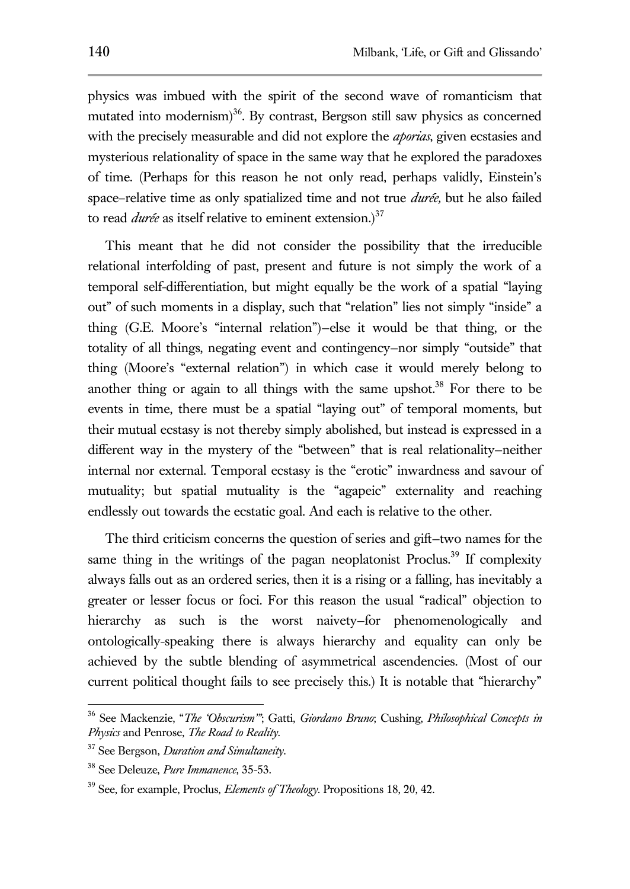physics was imbued with the spirit of the second wave of romanticism that mutated into modernism)[36]. By contrast, Bergson still saw physics as concerned with the precisely measurable and did not explore the *aporias*, given ecstasies and mysterious relationality of space in the same way that he explored the paradoxes of time. (Perhaps for this reason he not only read, perhaps validly, Einstein's space–relative time as only spatialized time and not true *durée,* but he also failed to read *durée* as itself relative to eminent extension.)[37]

This meant that he did not consider the possibility that the irreducible relational interfolding of past, present and future is not simply the work of a temporal self-differentiation, but might equally be the work of a spatial "laying out" of such moments in a display, such that "relation" lies not simply "inside" a thing (G.E. Moore's "internal relation")—else it would be that thing, or the totality of all things, negating event and contingency—nor simply "outside" that thing (Moore's "external relation") in which case it would merely belong to another thing or again to all things with the same upshot.[38] For there to be events in time, there must be a spatial "laying out" of temporal moments, but their mutual ecstasy is not thereby simply abolished, but instead is expressed in a different way in the mystery of the "between" that is real relationality—neither internal nor external. Temporal ecstasy is the "erotic" inwardness and savour of mutuality; but spatial mutuality is the "agapeic" externality and reaching endlessly out towards the ecstatic goal. And each is relative to the other.

The third criticism concerns the question of series and gift—two names for the same thing in the writings of the pagan neoplatonist Proclus.[39] If complexity always falls out as an ordered series, then it is a rising or a falling, has inevitably a greater or lesser focus or foci. For this reason the usual "radical" objection to hierarchy as such is the worst naivety—for phenomenologically and ontologically-speaking there is always hierarchy and equality can only be achieved by the subtle blending of asymmetrical ascendencies. (Most of our current political thought fails to see precisely this.) It is notable that "hierarchy"

---

[36] See Mackenzie, "*The 'Obscurism'*"; Gatti, *Giordano Bruno*; Cushing, *Philosophical Concepts in Physics* and Penrose, *The Road to Reality*.

[37] See Bergson, *Duration and Simultaneity*.

[38] See Deleuze, *Pure Immanence*, 35-53.

[39] See, for example, Proclus, *Elements of Theology*. Propositions 18, 20, 42.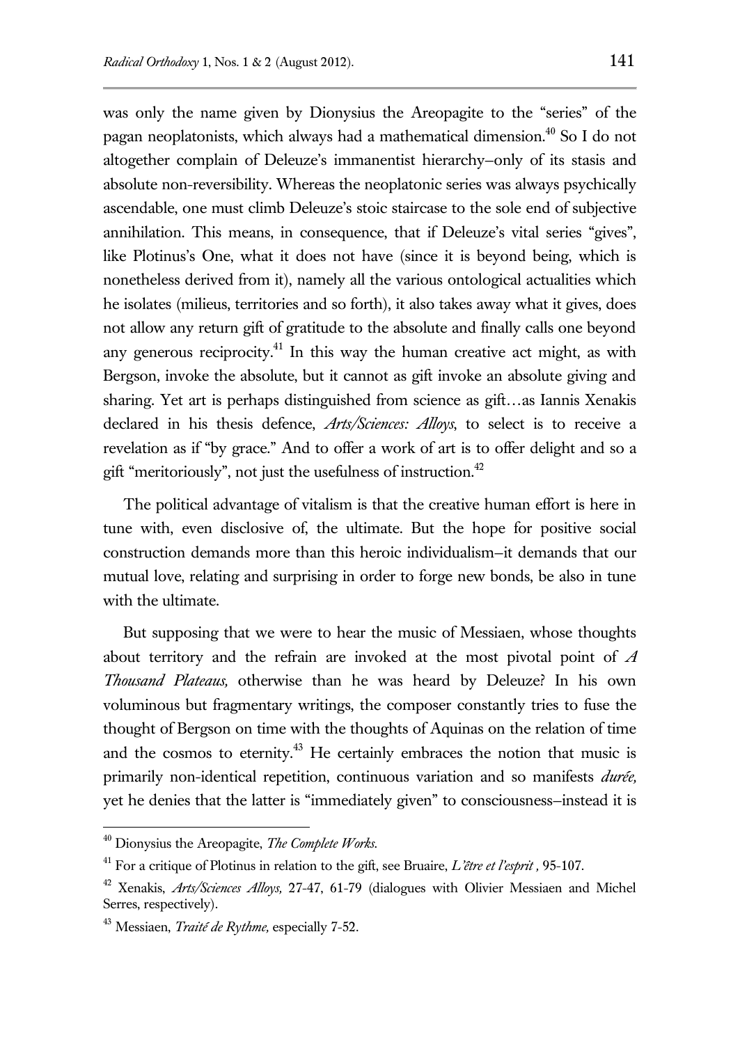was only the name given by Dionysius the Areopagite to the "series" of the pagan neoplatonists, which always had a mathematical dimension.[40] So I do not altogether complain of Deleuze's immanentist hierarchy–only of its stasis and absolute non-reversibility. Whereas the neoplatonic series was always psychically ascendable, one must climb Deleuze's stoic staircase to the sole end of subjective annihilation. This means, in consequence, that if Deleuze's vital series "gives", like Plotinus's One, what it does not have (since it is beyond being, which is nonetheless derived from it), namely all the various ontological actualities which he isolates (milieus, territories and so forth), it also takes away what it gives, does not allow any return gift of gratitude to the absolute and finally calls one beyond any generous reciprocity.[41] In this way the human creative act might, as with Bergson, invoke the absolute, but it cannot as gift invoke an absolute giving and sharing. Yet art is perhaps distinguished from science as gift…as Iannis Xenakis declared in his thesis defence, *Arts/Sciences: Alloys*, to select is to receive a revelation as if "by grace." And to offer a work of art is to offer delight and so a gift "meritoriously", not just the usefulness of instruction.[42]

The political advantage of vitalism is that the creative human effort is here in tune with, even disclosive of, the ultimate. But the hope for positive social construction demands more than this heroic individualism–it demands that our mutual love, relating and surprising in order to forge new bonds, be also in tune with the ultimate.

But supposing that we were to hear the music of Messiaen, whose thoughts about territory and the refrain are invoked at the most pivotal point of *A Thousand Plateaus,* otherwise than he was heard by Deleuze? In his own voluminous but fragmentary writings, the composer constantly tries to fuse the thought of Bergson on time with the thoughts of Aquinas on the relation of time and the cosmos to eternity.[43] He certainly embraces the notion that music is primarily non-identical repetition, continuous variation and so manifests *durée,* yet he denies that the latter is "immediately given" to consciousness–instead it is

---

[40] Dionysius the Areopagite, *The Complete Works*.

[41] For a critique of Plotinus in relation to the gift, see Bruaire, *L'être et l'esprit* , 95-107.

[42] Xenakis, *Arts/Sciences Alloys,* 27-47, 61-79 (dialogues with Olivier Messiaen and Michel Serres, respectively).

[43] Messiaen, *Traité de Rythme,* especially 7-52.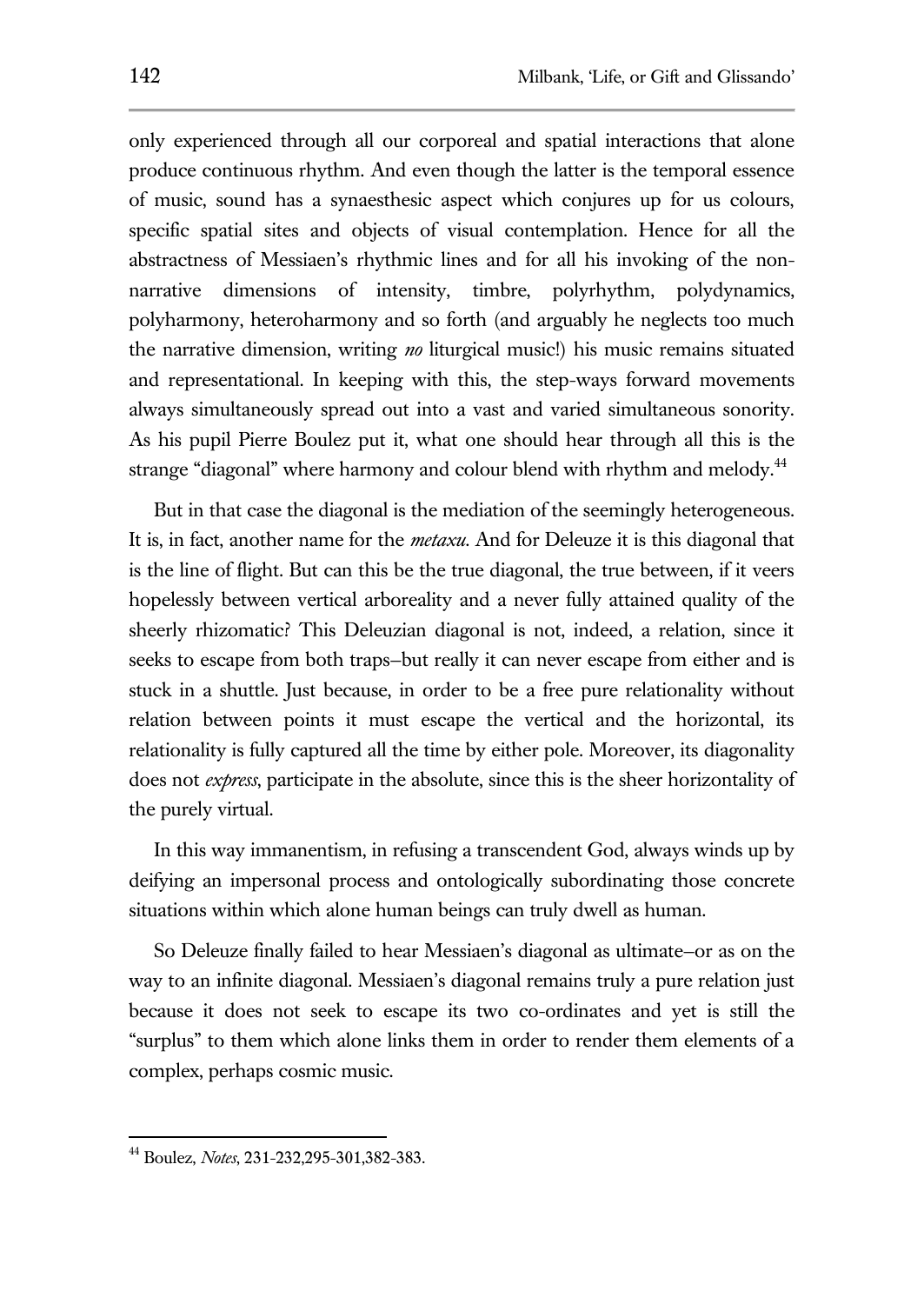only experienced through all our corporeal and spatial interactions that alone produce continuous rhythm. And even though the latter is the temporal essence of music, sound has a synaesthesic aspect which conjures up for us colours, specific spatial sites and objects of visual contemplation. Hence for all the abstractness of Messiaen's rhythmic lines and for all his invoking of the non-narrative dimensions of intensity, timbre, polyrhythm, polydynamics, polyharmony, heteroharmony and so forth (and arguably he neglects too much the narrative dimension, writing *no* liturgical music!) his music remains situated and representational. In keeping with this, the step-ways forward movements always simultaneously spread out into a vast and varied simultaneous sonority. As his pupil Pierre Boulez put it, what one should hear through all this is the strange "diagonal" where harmony and colour blend with rhythm and melody.[44]

But in that case the diagonal is the mediation of the seemingly heterogeneous. It is, in fact, another name for the *metaxu*. And for Deleuze it is this diagonal that is the line of flight. But can this be the true diagonal, the true between, if it veers hopelessly between vertical arboreality and a never fully attained quality of the sheerly rhizomatic? This Deleuzian diagonal is not, indeed, a relation, since it seeks to escape from both traps–but really it can never escape from either and is stuck in a shuttle. Just because, in order to be a free pure relationality without relation between points it must escape the vertical and the horizontal, its relationality is fully captured all the time by either pole. Moreover, its diagonality does not *express*, participate in the absolute, since this is the sheer horizontality of the purely virtual.

In this way immanentism, in refusing a transcendent God, always winds up by deifying an impersonal process and ontologically subordinating those concrete situations within which alone human beings can truly dwell as human.

So Deleuze finally failed to hear Messiaen's diagonal as ultimate–or as on the way to an infinite diagonal. Messiaen's diagonal remains truly a pure relation just because it does not seek to escape its two co-ordinates and yet is still the "surplus" to them which alone links them in order to render them elements of a complex, perhaps cosmic music.

---

[44] Boulez, *Notes*, 231-232,295-301,382-383.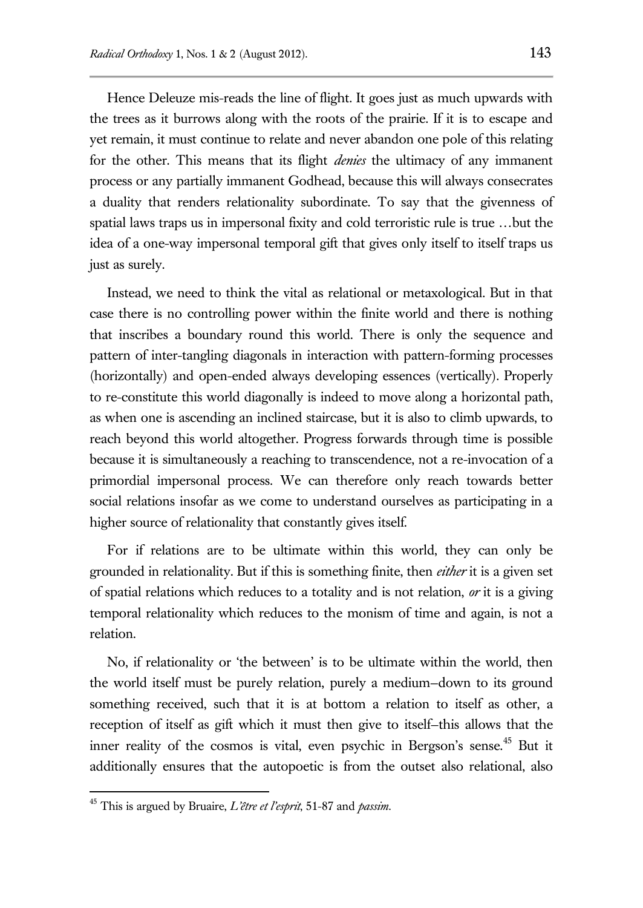Hence Deleuze mis-reads the line of flight. It goes just as much upwards with the trees as it burrows along with the roots of the prairie. If it is to escape and yet remain, it must continue to relate and never abandon one pole of this relating for the other. This means that its flight *denies* the ultimacy of any immanent process or any partially immanent Godhead, because this will always consecrates a duality that renders relationality subordinate. To say that the givenness of spatial laws traps us in impersonal fixity and cold terroristic rule is true …but the idea of a one-way impersonal temporal gift that gives only itself to itself traps us just as surely.

Instead, we need to think the vital as relational or metaxological. But in that case there is no controlling power within the finite world and there is nothing that inscribes a boundary round this world. There is only the sequence and pattern of inter-tangling diagonals in interaction with pattern-forming processes (horizontally) and open-ended always developing essences (vertically). Properly to re-constitute this world diagonally is indeed to move along a horizontal path, as when one is ascending an inclined staircase, but it is also to climb upwards, to reach beyond this world altogether. Progress forwards through time is possible because it is simultaneously a reaching to transcendence, not a re-invocation of a primordial impersonal process. We can therefore only reach towards better social relations insofar as we come to understand ourselves as participating in a higher source of relationality that constantly gives itself.

For if relations are to be ultimate within this world, they can only be grounded in relationality. But if this is something finite, then *either* it is a given set of spatial relations which reduces to a totality and is not relation, *or* it is a giving temporal relationality which reduces to the monism of time and again, is not a relation.

No, if relationality or 'the between' is to be ultimate within the world, then the world itself must be purely relation, purely a medium—down to its ground something received, such that it is at bottom a relation to itself as other, a reception of itself as gift which it must then give to itself—this allows that the inner reality of the cosmos is vital, even psychic in Bergson's sense.[45] But it additionally ensures that the autopoetic is from the outset also relational, also

[45] This is argued by Bruaire, *L'être et l'esprit*, 51-87 and *passim*.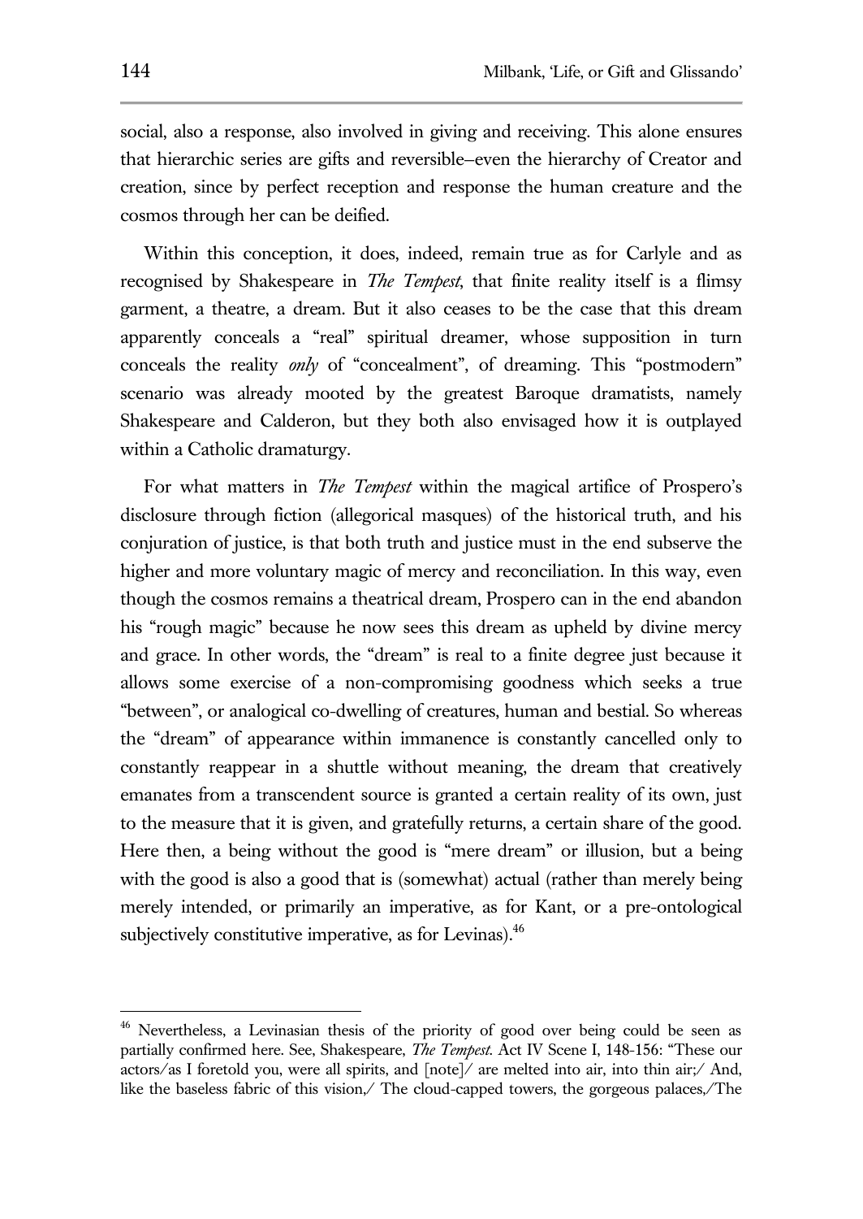social, also a response, also involved in giving and receiving. This alone ensures that hierarchic series are gifts and reversible–even the hierarchy of Creator and creation, since by perfect reception and response the human creature and the cosmos through her can be deified.

Within this conception, it does, indeed, remain true as for Carlyle and as recognised by Shakespeare in *The Tempest*, that finite reality itself is a flimsy garment, a theatre, a dream. But it also ceases to be the case that this dream apparently conceals a "real" spiritual dreamer, whose supposition in turn conceals the reality *only* of "concealment", of dreaming. This "postmodern" scenario was already mooted by the greatest Baroque dramatists, namely Shakespeare and Calderon, but they both also envisaged how it is outplayed within a Catholic dramaturgy.

For what matters in *The Tempest* within the magical artifice of Prospero's disclosure through fiction (allegorical masques) of the historical truth, and his conjuration of justice, is that both truth and justice must in the end subserve the higher and more voluntary magic of mercy and reconciliation. In this way, even though the cosmos remains a theatrical dream, Prospero can in the end abandon his "rough magic" because he now sees this dream as upheld by divine mercy and grace. In other words, the "dream" is real to a finite degree just because it allows some exercise of a non-compromising goodness which seeks a true "between", or analogical co-dwelling of creatures, human and bestial. So whereas the "dream" of appearance within immanence is constantly cancelled only to constantly reappear in a shuttle without meaning, the dream that creatively emanates from a transcendent source is granted a certain reality of its own, just to the measure that it is given, and gratefully returns, a certain share of the good. Here then, a being without the good is "mere dream" or illusion, but a being with the good is also a good that is (somewhat) actual (rather than merely being merely intended, or primarily an imperative, as for Kant, or a pre-ontological subjectively constitutive imperative, as for Levinas).[46]

---

[46] Nevertheless, a Levinasian thesis of the priority of good over being could be seen as partially confirmed here. See, Shakespeare, *The Tempest*. Act IV Scene I, 148-156: "These our actors/as I foretold you, were all spirits, and [note]/ are melted into air, into thin air;/ And, like the baseless fabric of this vision,/ The cloud-capped towers, the gorgeous palaces,/The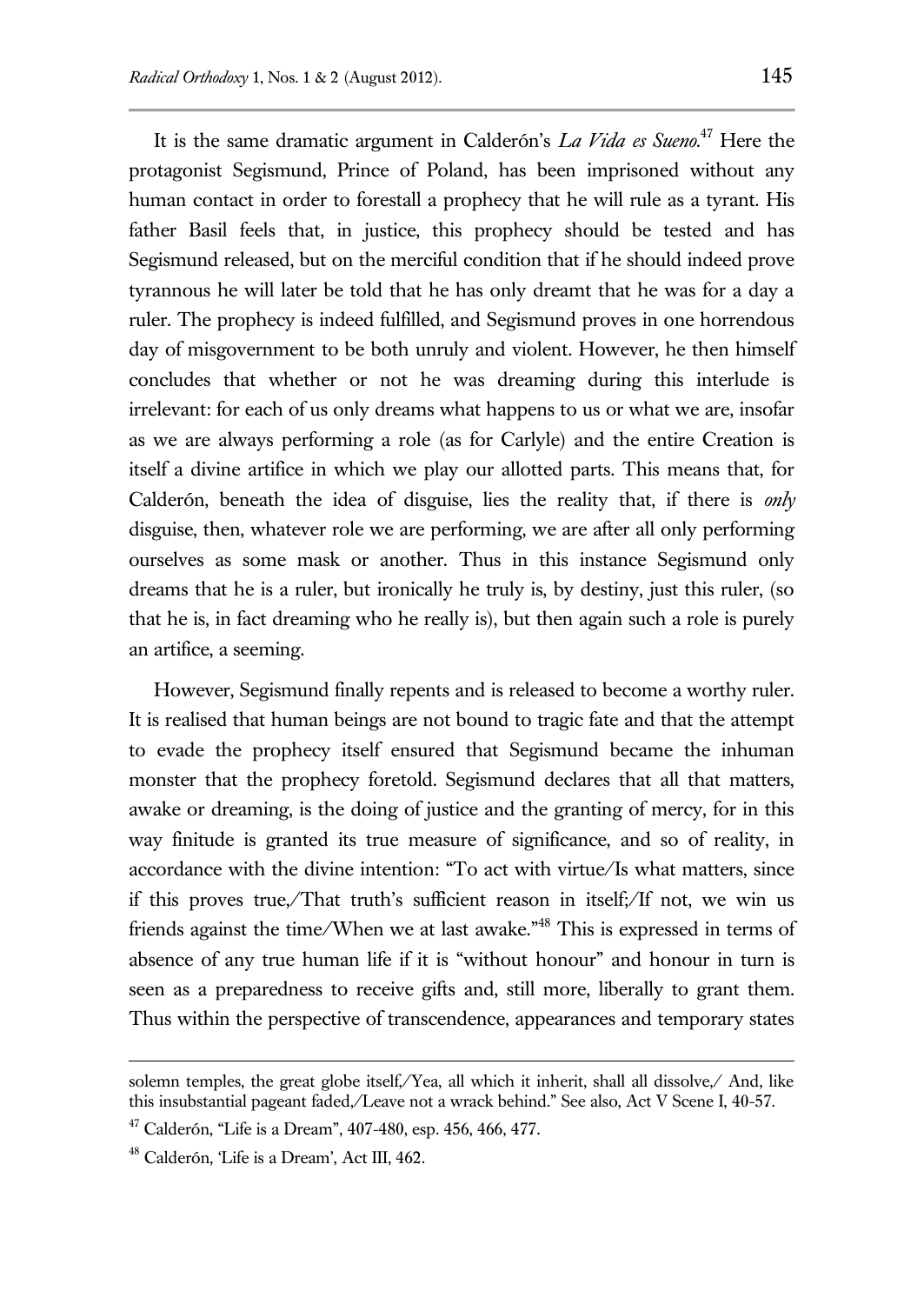It is the same dramatic argument in Calderón's *La Vida es Sueno*.[47] Here the protagonist Segismund, Prince of Poland, has been imprisoned without any human contact in order to forestall a prophecy that he will rule as a tyrant. His father Basil feels that, in justice, this prophecy should be tested and has Segismund released, but on the merciful condition that if he should indeed prove tyrannous he will later be told that he has only dreamt that he was for a day a ruler. The prophecy is indeed fulfilled, and Segismund proves in one horrendous day of misgovernment to be both unruly and violent. However, he then himself concludes that whether or not he was dreaming during this interlude is irrelevant: for each of us only dreams what happens to us or what we are, insofar as we are always performing a role (as for Carlyle) and the entire Creation is itself a divine artifice in which we play our allotted parts. This means that, for Calderón, beneath the idea of disguise, lies the reality that, if there is *only* disguise, then, whatever role we are performing, we are after all only performing ourselves as some mask or another. Thus in this instance Segismund only dreams that he is a ruler, but ironically he truly is, by destiny, just this ruler, (so that he is, in fact dreaming who he really is), but then again such a role is purely an artifice, a seeming.

However, Segismund finally repents and is released to become a worthy ruler. It is realised that human beings are not bound to tragic fate and that the attempt to evade the prophecy itself ensured that Segismund became the inhuman monster that the prophecy foretold. Segismund declares that all that matters, awake or dreaming, is the doing of justice and the granting of mercy, for in this way finitude is granted its true measure of significance, and so of reality, in accordance with the divine intention: "To act with virtue/Is what matters, since if this proves true,/That truth's sufficient reason in itself;/If not, we win us friends against the time/When we at last awake."[48] This is expressed in terms of absence of any true human life if it is "without honour" and honour in turn is seen as a preparedness to receive gifts and, still more, liberally to grant them. Thus within the perspective of transcendence, appearances and temporary states

---

solemn temples, the great globe itself,/Yea, all which it inherit, shall all dissolve,/ And, like this insubstantial pageant faded,/Leave not a wrack behind." See also, Act V Scene I, 40-57.

[47] Calderón, "Life is a Dream", 407-480, esp. 456, 466, 477.

[48] Calderón, 'Life is a Dream', Act III, 462.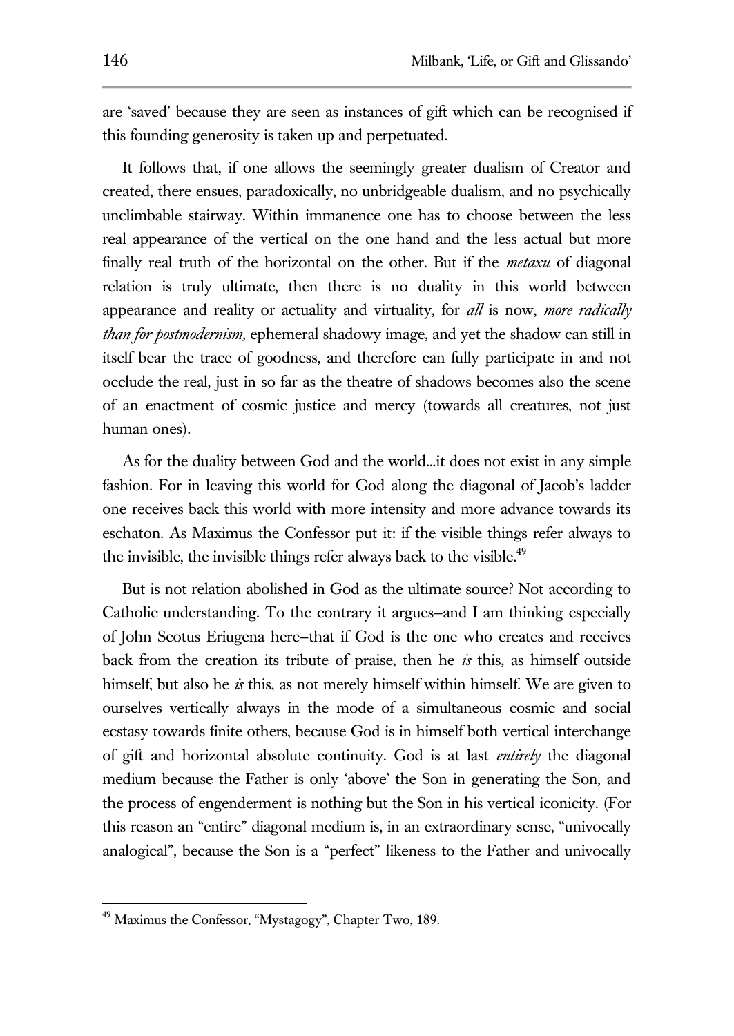are 'saved' because they are seen as instances of gift which can be recognised if this founding generosity is taken up and perpetuated.

It follows that, if one allows the seemingly greater dualism of Creator and created, there ensues, paradoxically, no unbridgeable dualism, and no psychically unclimbable stairway. Within immanence one has to choose between the less real appearance of the vertical on the one hand and the less actual but more finally real truth of the horizontal on the other. But if the *metaxu* of diagonal relation is truly ultimate, then there is no duality in this world between appearance and reality or actuality and virtuality, for *all* is now, *more radically than for postmodernism,* ephemeral shadowy image, and yet the shadow can still in itself bear the trace of goodness, and therefore can fully participate in and not occlude the real, just in so far as the theatre of shadows becomes also the scene of an enactment of cosmic justice and mercy (towards all creatures, not just human ones).

As for the duality between God and the world...it does not exist in any simple fashion. For in leaving this world for God along the diagonal of Jacob's ladder one receives back this world with more intensity and more advance towards its eschaton. As Maximus the Confessor put it: if the visible things refer always to the invisible, the invisible things refer always back to the visible.[49]

But is not relation abolished in God as the ultimate source? Not according to Catholic understanding. To the contrary it argues–and I am thinking especially of John Scotus Eriugena here–that if God is the one who creates and receives back from the creation its tribute of praise, then he *is* this, as himself outside himself, but also he *is* this, as not merely himself within himself. We are given to ourselves vertically always in the mode of a simultaneous cosmic and social ecstasy towards finite others, because God is in himself both vertical interchange of gift and horizontal absolute continuity. God is at last *entirely* the diagonal medium because the Father is only 'above' the Son in generating the Son, and the process of engenderment is nothing but the Son in his vertical iconicity. (For this reason an "entire" diagonal medium is, in an extraordinary sense, "univocally analogical", because the Son is a "perfect" likeness to the Father and univocally

[49] Maximus the Confessor, "Mystagogy", Chapter Two, 189.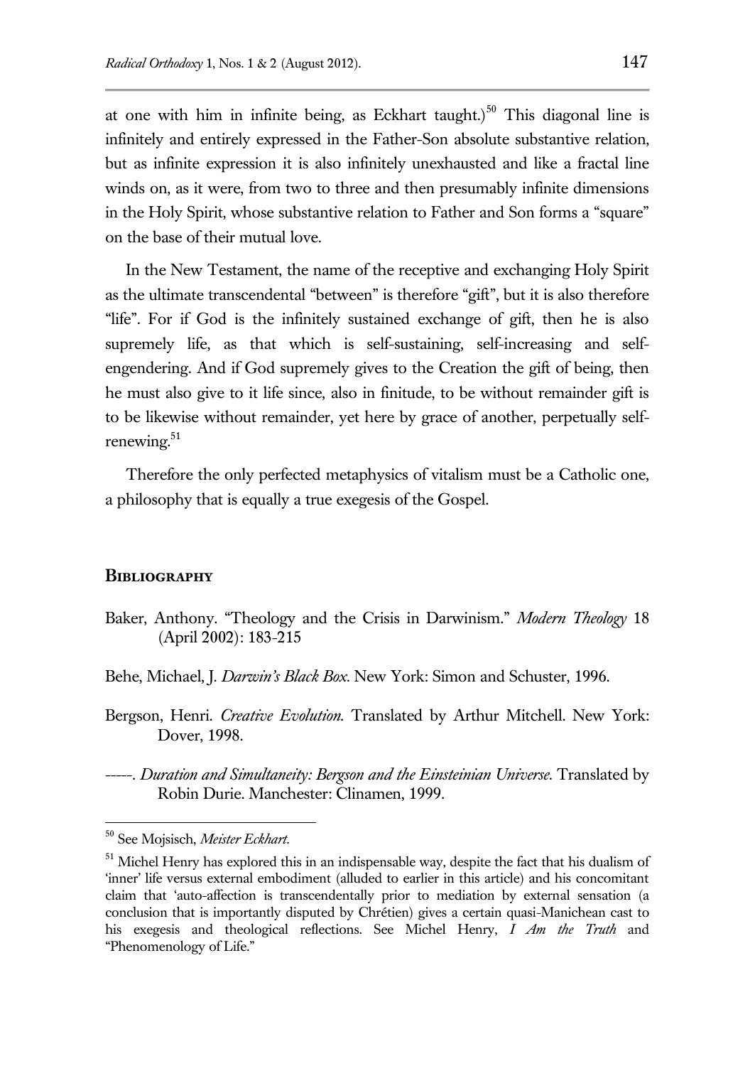at one with him in infinite being, as Eckhart taught.)[50] This diagonal line is infinitely and entirely expressed in the Father-Son absolute substantive relation, but as infinite expression it is also infinitely unexhausted and like a fractal line winds on, as it were, from two to three and then presumably infinite dimensions in the Holy Spirit, whose substantive relation to Father and Son forms a "square" on the base of their mutual love.

In the New Testament, the name of the receptive and exchanging Holy Spirit as the ultimate transcendental "between" is therefore "gift", but it is also therefore "life". For if God is the infinitely sustained exchange of gift, then he is also supremely life, as that which is self-sustaining, self-increasing and self-engendering. And if God supremely gives to the Creation the gift of being, then he must also give to it life since, also in finitude, to be without remainder gift is to be likewise without remainder, yet here by grace of another, perpetually self-renewing.[51]

Therefore the only perfected metaphysics of vitalism must be a Catholic one, a philosophy that is equally a true exegesis of the Gospel.

## Bibliography

Baker, Anthony. "Theology and the Crisis in Darwinism." *Modern Theology* 18 (April 2002): 183-215

Behe, Michael, J. *Darwin's Black Box*. New York: Simon and Schuster, 1996.

Bergson, Henri. *Creative Evolution*. Translated by Arthur Mitchell. New York: Dover, 1998.

-----. *Duration and Simultaneity: Bergson and the Einsteinian Universe*. Translated by Robin Durie. Manchester: Clinamen, 1999.

---

[50] See Mojsisch, *Meister Eckhart*.

[51] Michel Henry has explored this in an indispensable way, despite the fact that his dualism of 'inner' life versus external embodiment (alluded to earlier in this article) and his concomitant claim that 'auto-affection is transcendentally prior to mediation by external sensation (a conclusion that is importantly disputed by Chrétien) gives a certain quasi-Manichean cast to his exegesis and theological reflections. See Michel Henry, *I Am the Truth* and "Phenomenology of Life."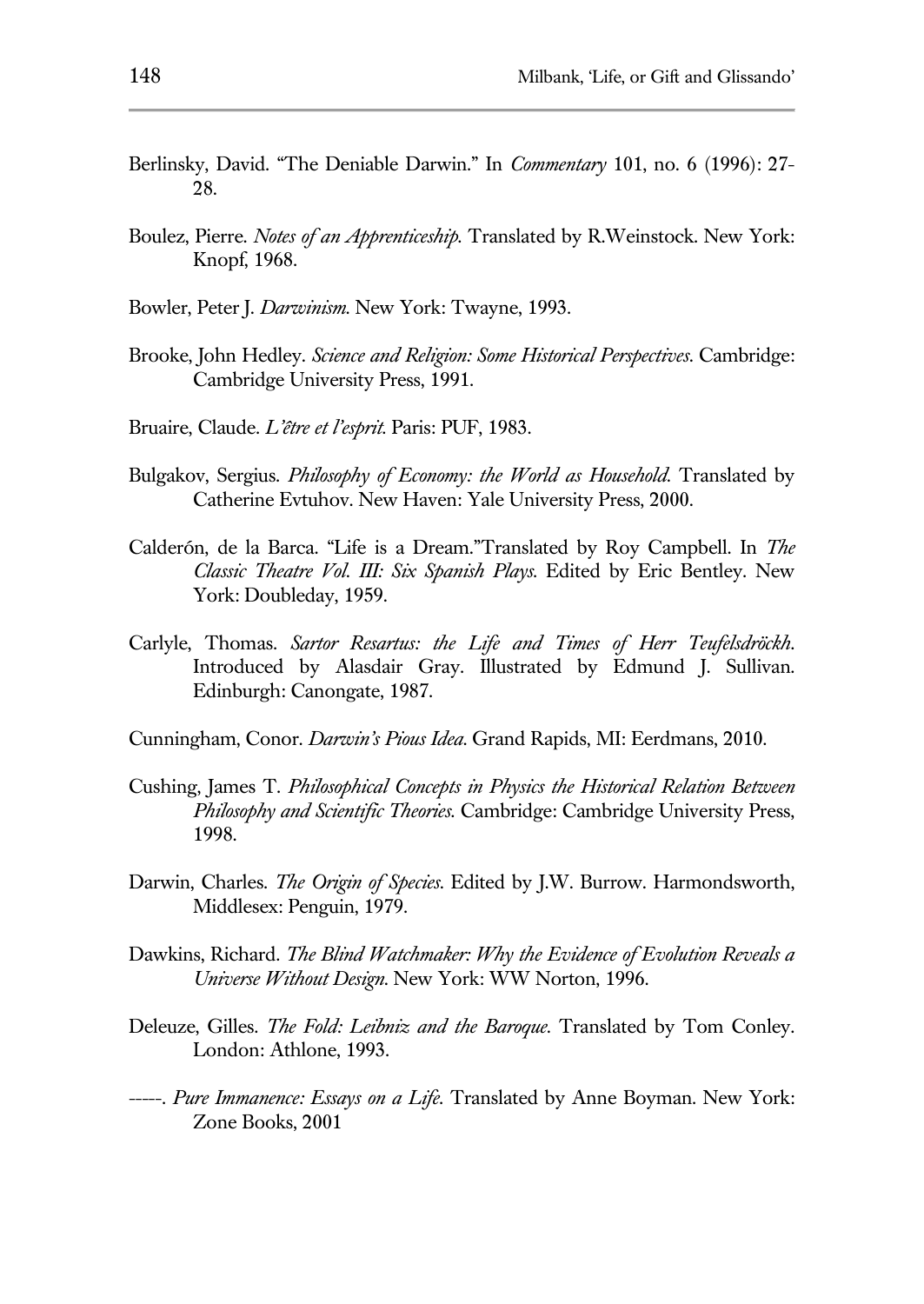Berlinsky, David. "The Deniable Darwin." In *Commentary* 101, no. 6 (1996): 27-28.

Boulez, Pierre. *Notes of an Apprenticeship.* Translated by R.Weinstock. New York: Knopf, 1968.

Bowler, Peter J. *Darwinism.* New York: Twayne, 1993.

Brooke, John Hedley. *Science and Religion: Some Historical Perspectives.* Cambridge: Cambridge University Press, 1991.

Bruaire, Claude. *L'être et l'esprit.* Paris: PUF, 1983.

Bulgakov, Sergius. *Philosophy of Economy: the World as Household.* Translated by Catherine Evtuhov. New Haven: Yale University Press, 2000.

Calderón, de la Barca. "Life is a Dream."Translated by Roy Campbell. In *The Classic Theatre Vol. III: Six Spanish Plays.* Edited by Eric Bentley. New York: Doubleday, 1959.

Carlyle, Thomas. *Sartor Resartus: the Life and Times of Herr Teufelsdröckh.* Introduced by Alasdair Gray. Illustrated by Edmund J. Sullivan. Edinburgh: Canongate, 1987.

Cunningham, Conor. *Darwin's Pious Idea.* Grand Rapids, MI: Eerdmans, 2010.

Cushing, James T. *Philosophical Concepts in Physics the Historical Relation Between Philosophy and Scientific Theories.* Cambridge: Cambridge University Press, 1998.

Darwin, Charles. *The Origin of Species.* Edited by J.W. Burrow. Harmondsworth, Middlesex: Penguin, 1979.

Dawkins, Richard. *The Blind Watchmaker: Why the Evidence of Evolution Reveals a Universe Without Design.* New York: WW Norton, 1996.

Deleuze, Gilles. *The Fold: Leibniz and the Baroque.* Translated by Tom Conley. London: Athlone, 1993.

-----. *Pure Immanence: Essays on a Life.* Translated by Anne Boyman. New York: Zone Books, 2001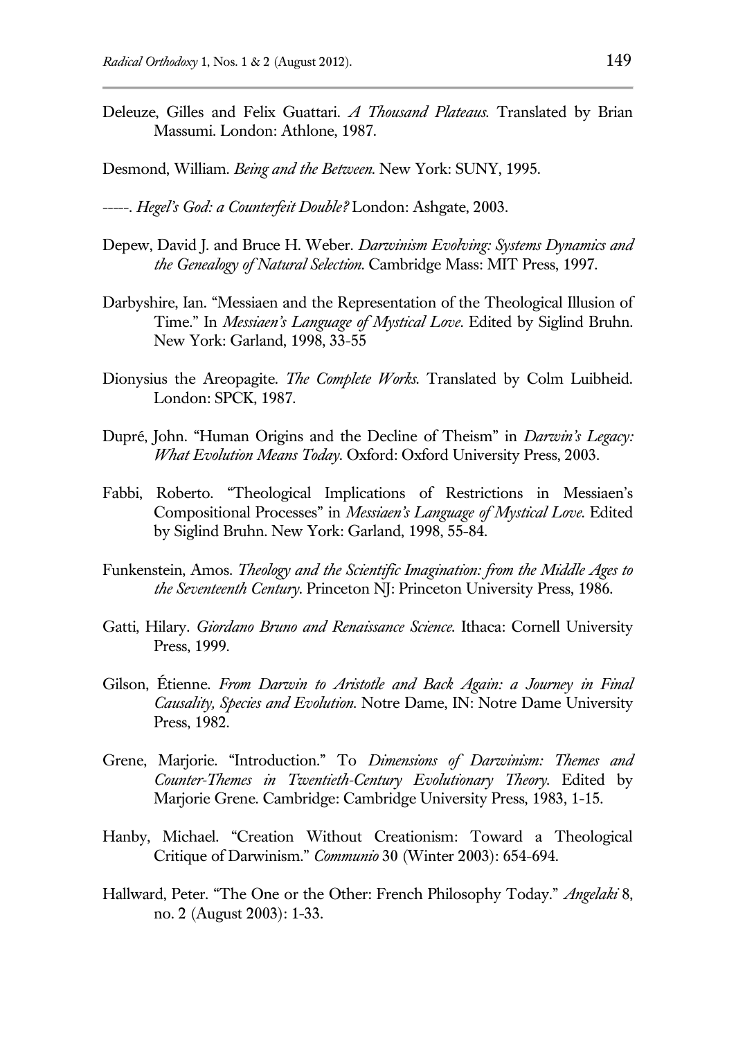Deleuze, Gilles and Felix Guattari. *A Thousand Plateaus.* Translated by Brian Massumi. London: Athlone, 1987.

Desmond, William. *Being and the Between.* New York: SUNY, 1995.

-----. *Hegel's God: a Counterfeit Double?* London: Ashgate, 2003.

Depew, David J. and Bruce H. Weber. *Darwinism Evolving: Systems Dynamics and the Genealogy of Natural Selection.* Cambridge Mass: MIT Press, 1997.

Darbyshire, Ian. "Messiaen and the Representation of the Theological Illusion of Time." In *Messiaen's Language of Mystical Love*. Edited by Siglind Bruhn. New York: Garland, 1998, 33-55

Dionysius the Areopagite. *The Complete Works.* Translated by Colm Luibheid. London: SPCK, 1987.

Dupré, John. "Human Origins and the Decline of Theism" in *Darwin's Legacy: What Evolution Means Today*. Oxford: Oxford University Press, 2003.

Fabbi, Roberto. "Theological Implications of Restrictions in Messiaen's Compositional Processes" in *Messiaen's Language of Mystical Love.* Edited by Siglind Bruhn. New York: Garland, 1998, 55-84.

Funkenstein, Amos. *Theology and the Scientific Imagination: from the Middle Ages to the Seventeenth Century.* Princeton NJ: Princeton University Press, 1986.

Gatti, Hilary. *Giordano Bruno and Renaissance Science.* Ithaca: Cornell University Press, 1999.

Gilson, Étienne. *From Darwin to Aristotle and Back Again: a Journey in Final Causality, Species and Evolution.* Notre Dame, IN: Notre Dame University Press, 1982.

Grene, Marjorie. "Introduction." To *Dimensions of Darwinism: Themes and Counter-Themes in Twentieth-Century Evolutionary Theory.* Edited by Marjorie Grene. Cambridge: Cambridge University Press, 1983, 1-15.

Hanby, Michael. "Creation Without Creationism: Toward a Theological Critique of Darwinism." *Communio* 30 (Winter 2003): 654-694.

Hallward, Peter. "The One or the Other: French Philosophy Today." *Angelaki* 8, no. 2 (August 2003): 1-33.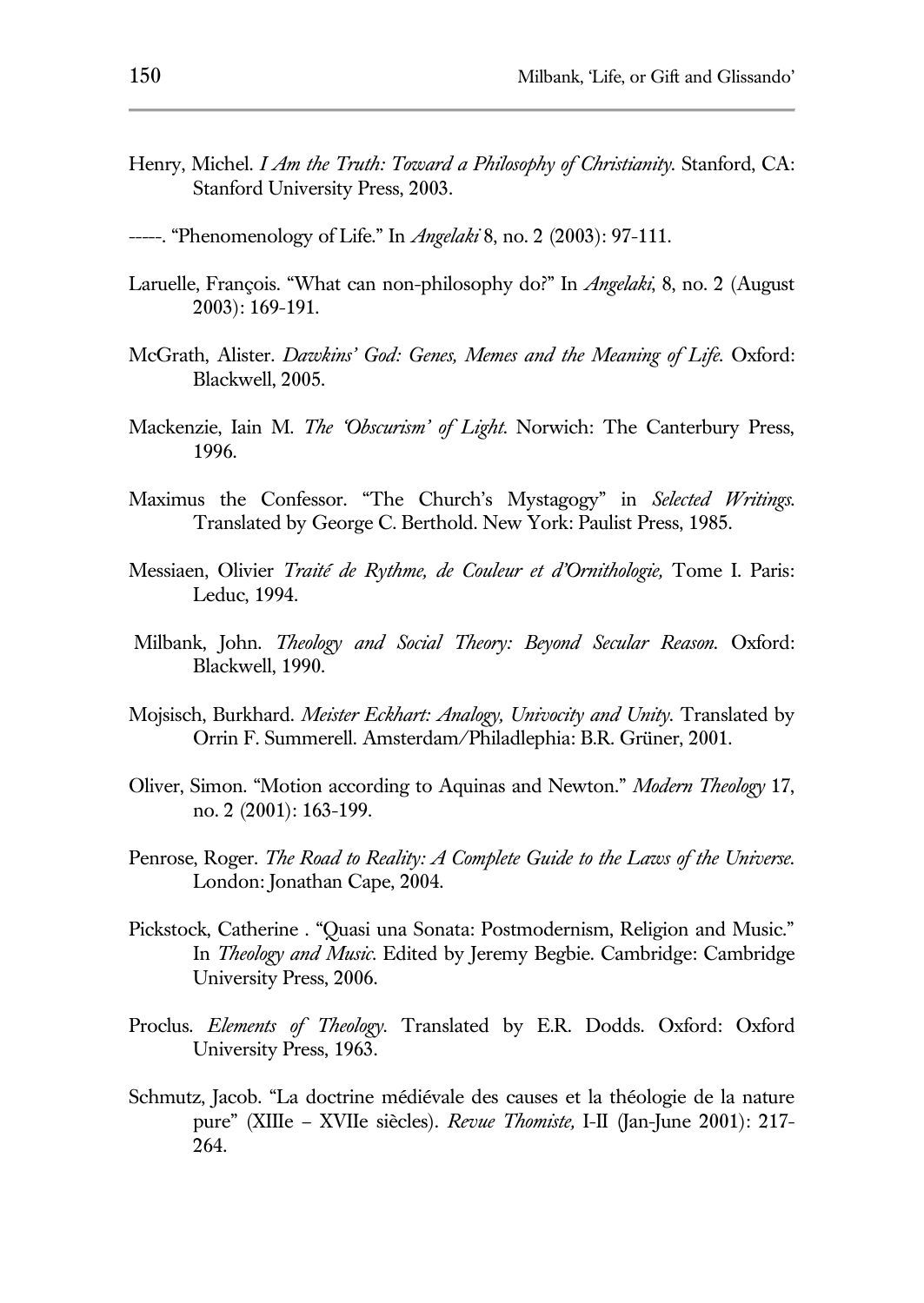Henry, Michel. *I Am the Truth: Toward a Philosophy of Christianity.* Stanford, CA: Stanford University Press, 2003.

-----. "Phenomenology of Life." In *Angelaki* 8, no. 2 (2003): 97-111.

Laruelle, François. "What can non-philosophy do?" In *Angelaki*, 8, no. 2 (August 2003): 169-191.

McGrath, Alister. *Dawkins' God: Genes, Memes and the Meaning of Life.* Oxford: Blackwell, 2005.

Mackenzie, Iain M. *The 'Obscurism' of Light.* Norwich: The Canterbury Press, 1996.

Maximus the Confessor. "The Church's Mystagogy" in *Selected Writings.* Translated by George C. Berthold. New York: Paulist Press, 1985.

Messiaen, Olivier *Traité de Rythme, de Couleur et d'Ornithologie,* Tome I. Paris: Leduc, 1994.

Milbank, John. *Theology and Social Theory: Beyond Secular Reason.* Oxford: Blackwell, 1990.

Mojsisch, Burkhard. *Meister Eckhart: Analogy, Univocity and Unity.* Translated by Orrin F. Summerell. Amsterdam/Philadlephia: B.R. Grüner, 2001.

Oliver, Simon. "Motion according to Aquinas and Newton." *Modern Theology* 17, no. 2 (2001): 163-199.

Penrose, Roger. *The Road to Reality: A Complete Guide to the Laws of the Universe.* London: Jonathan Cape, 2004.

Pickstock, Catherine . "Quasi una Sonata: Postmodernism, Religion and Music." In *Theology and Music.* Edited by Jeremy Begbie. Cambridge: Cambridge University Press, 2006.

Proclus. *Elements of Theology.* Translated by E.R. Dodds. Oxford: Oxford University Press, 1963.

Schmutz, Jacob. "La doctrine médiévale des causes et la théologie de la nature pure" (XIIIe – XVIIe siècles). *Revue Thomiste,* I-II (Jan-June 2001): 217-264.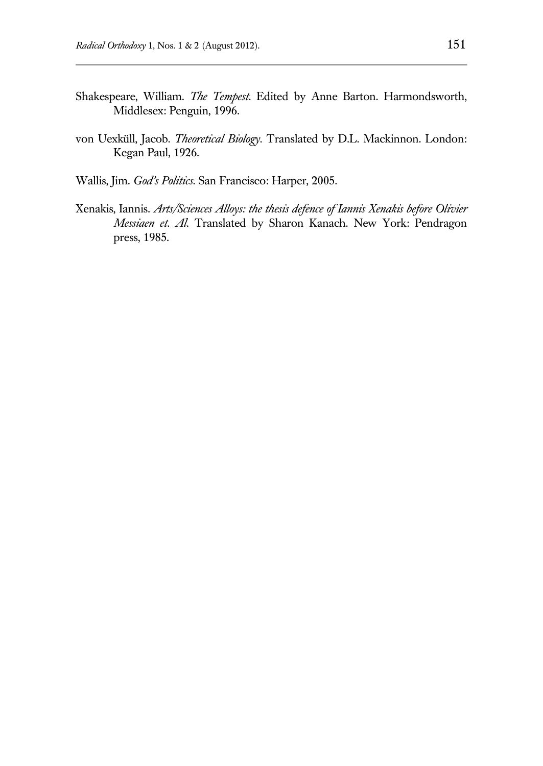Shakespeare, William. *The Tempest*. Edited by Anne Barton. Harmondsworth, Middlesex: Penguin, 1996.

von Uexküll, Jacob. *Theoretical Biology*. Translated by D.L. Mackinnon. London: Kegan Paul, 1926.

Wallis, Jim. *God's Politics*. San Francisco: Harper, 2005.

Xenakis, Iannis. *Arts/Sciences Alloys: the thesis defence of Iannis Xenakis before Olivier Messiaen et. Al*. Translated by Sharon Kanach. New York: Pendragon press, 1985.